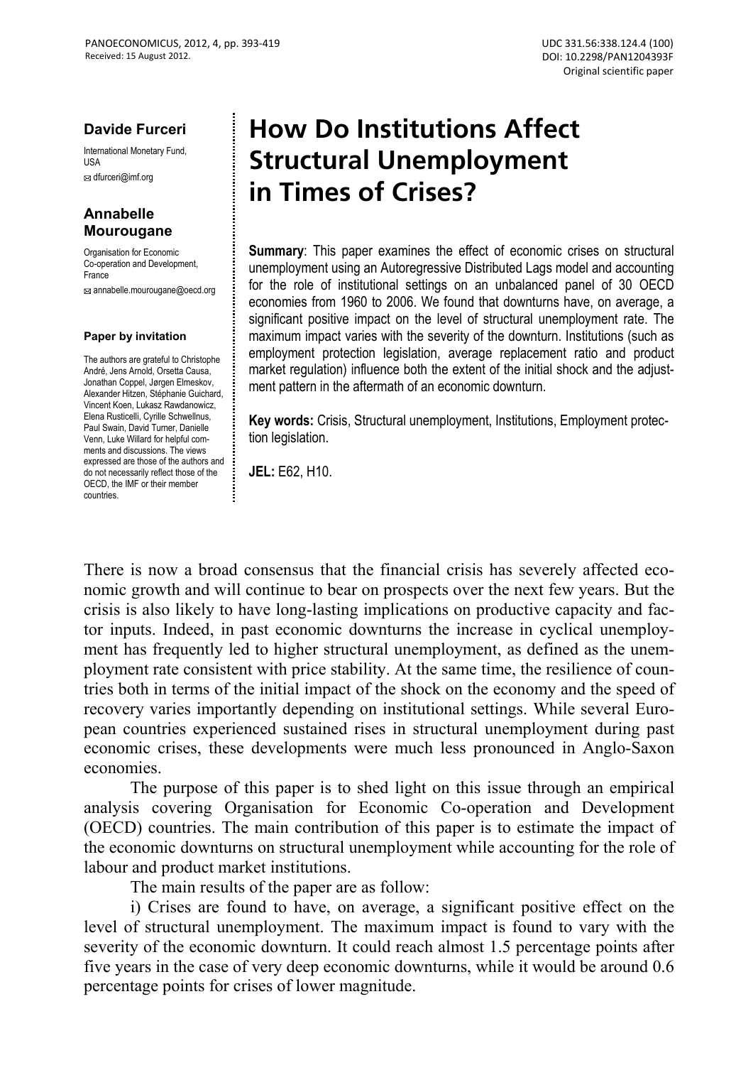# How Do Institutions Affect Structural Unemployment in Times of Crises?

**Davide Furceri**

International Monetary Fund, USA

dfurceri@imf.org

**Annabelle Mourougane**

Organisation for Economic Co-operation and Development, France

annabelle.mourougane@oecd.org

**Paper by invitation**

The authors are grateful to Christophe André, Jens Arnold, Orsetta Causa, Jonathan Coppel, Jørgen Elmeskov, Alexander Hitzen, Stéphanie Guichard, Vincent Koen, Lukasz Rawdanowicz, Elena Rusticelli, Cyrille Schwellnus, Paul Swain, David Turner, Danielle Venn, Luke Willard for helpful comments and discussions. The views expressed are those of the authors and do not necessarily reflect those of the OECD, the IMF or their member countries.

**Summary**: This paper examines the effect of economic crises on structural unemployment using an Autoregressive Distributed Lags model and accounting for the role of institutional settings on an unbalanced panel of 30 OECD economies from 1960 to 2006. We found that downturns have, on average, a significant positive impact on the level of structural unemployment rate. The maximum impact varies with the severity of the downturn. Institutions (such as employment protection legislation, average replacement ratio and product market regulation) influence both the extent of the initial shock and the adjustment pattern in the aftermath of an economic downturn.

**Key words:** Crisis, Structural unemployment, Institutions, Employment protection legislation.

**JEL:** E62, H10.

There is now a broad consensus that the financial crisis has severely affected economic growth and will continue to bear on prospects over the next few years. But the crisis is also likely to have long-lasting implications on productive capacity and factor inputs. Indeed, in past economic downturns the increase in cyclical unemployment has frequently led to higher structural unemployment, as defined as the unemployment rate consistent with price stability. At the same time, the resilience of countries both in terms of the initial impact of the shock on the economy and the speed of recovery varies importantly depending on institutional settings. While several European countries experienced sustained rises in structural unemployment during past economic crises, these developments were much less pronounced in Anglo-Saxon economies.

The purpose of this paper is to shed light on this issue through an empirical analysis covering Organisation for Economic Co-operation and Development (OECD) countries. The main contribution of this paper is to estimate the impact of the economic downturns on structural unemployment while accounting for the role of labour and product market institutions.

The main results of the paper are as follow:

i) Crises are found to have, on average, a significant positive effect on the level of structural unemployment. The maximum impact is found to vary with the severity of the economic downturn. It could reach almost 1.5 percentage points after five years in the case of very deep economic downturns, while it would be around 0.6 percentage points for crises of lower magnitude.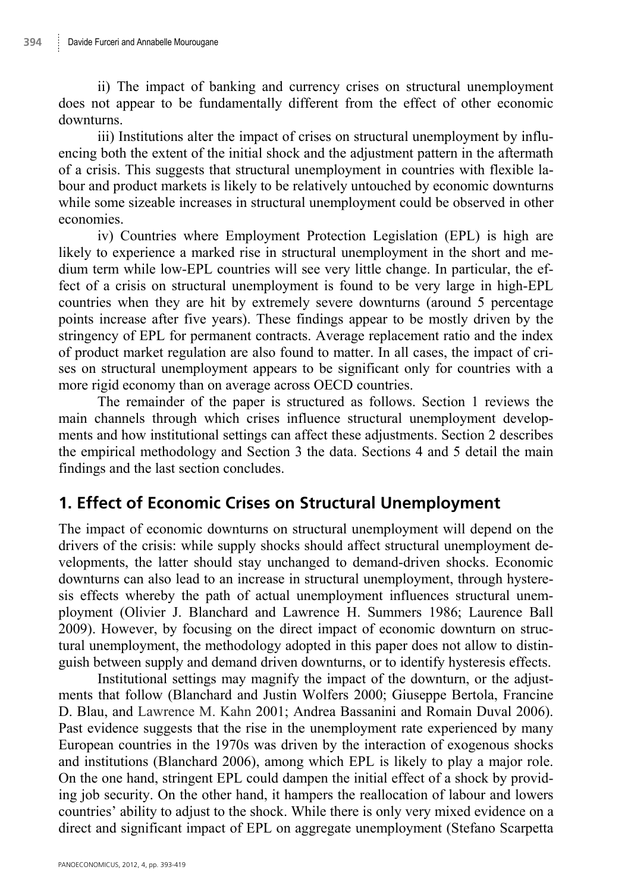ii) The impact of banking and currency crises on structural unemployment does not appear to be fundamentally different from the effect of other economic downturns.

iii) Institutions alter the impact of crises on structural unemployment by influencing both the extent of the initial shock and the adjustment pattern in the aftermath of a crisis. This suggests that structural unemployment in countries with flexible labour and product markets is likely to be relatively untouched by economic downturns while some sizeable increases in structural unemployment could be observed in other economies.

iv) Countries where Employment Protection Legislation (EPL) is high are likely to experience a marked rise in structural unemployment in the short and medium term while low-EPL countries will see very little change. In particular, the effect of a crisis on structural unemployment is found to be very large in high-EPL countries when they are hit by extremely severe downturns (around 5 percentage points increase after five years). These findings appear to be mostly driven by the stringency of EPL for permanent contracts. Average replacement ratio and the index of product market regulation are also found to matter. In all cases, the impact of crises on structural unemployment appears to be significant only for countries with a more rigid economy than on average across OECD countries.

The remainder of the paper is structured as follows. Section 1 reviews the main channels through which crises influence structural unemployment developments and how institutional settings can affect these adjustments. Section 2 describes the empirical methodology and Section 3 the data. Sections 4 and 5 detail the main findings and the last section concludes.

## 1. Effect of Economic Crises on Structural Unemployment

The impact of economic downturns on structural unemployment will depend on the drivers of the crisis: while supply shocks should affect structural unemployment developments, the latter should stay unchanged to demand-driven shocks. Economic downturns can also lead to an increase in structural unemployment, through hysteresis effects whereby the path of actual unemployment influences structural unemployment (Olivier J. Blanchard and Lawrence H. Summers 1986; Laurence Ball 2009). However, by focusing on the direct impact of economic downturn on structural unemployment, the methodology adopted in this paper does not allow to distinguish between supply and demand driven downturns, or to identify hysteresis effects.

Institutional settings may magnify the impact of the downturn, or the adjustments that follow (Blanchard and Justin Wolfers 2000; Giuseppe Bertola, Francine D. Blau, and Lawrence M. Kahn 2001; Andrea Bassanini and Romain Duval 2006). Past evidence suggests that the rise in the unemployment rate experienced by many European countries in the 1970s was driven by the interaction of exogenous shocks and institutions (Blanchard 2006), among which EPL is likely to play a major role. On the one hand, stringent EPL could dampen the initial effect of a shock by providing job security. On the other hand, it hampers the reallocation of labour and lowers countries' ability to adjust to the shock. While there is only very mixed evidence on a direct and significant impact of EPL on aggregate unemployment (Stefano Scarpetta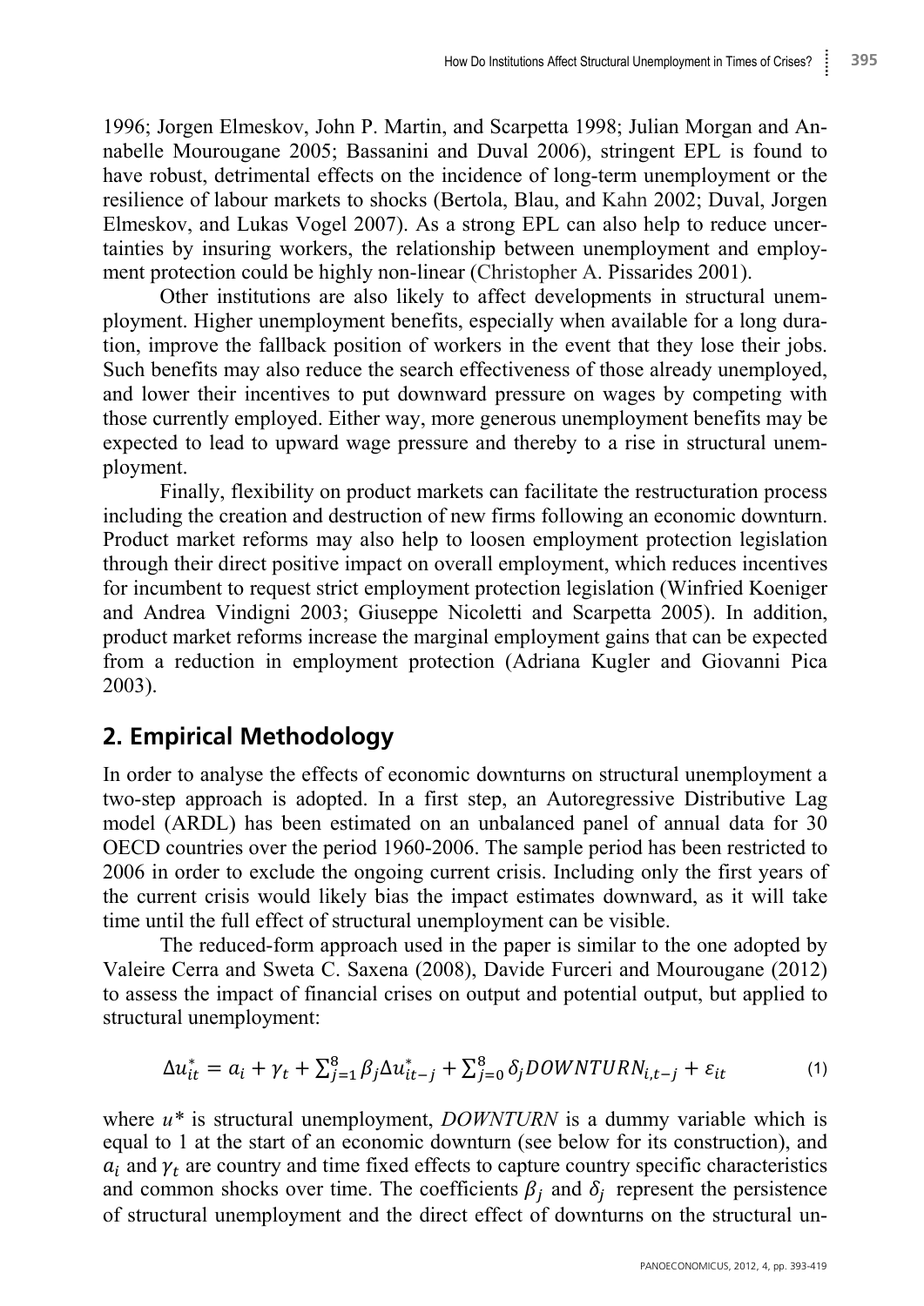1996; Jorgen Elmeskov, John P. Martin, and Scarpetta 1998; Julian Morgan and Annabelle Mourougane 2005; Bassanini and Duval 2006), stringent EPL is found to have robust, detrimental effects on the incidence of long-term unemployment or the resilience of labour markets to shocks (Bertola, Blau, and Kahn 2002; Duval, Jorgen Elmeskov, and Lukas Vogel 2007). As a strong EPL can also help to reduce uncertainties by insuring workers, the relationship between unemployment and employment protection could be highly non-linear (Christopher A. Pissarides 2001).

Other institutions are also likely to affect developments in structural unemployment. Higher unemployment benefits, especially when available for a long duration, improve the fallback position of workers in the event that they lose their jobs. Such benefits may also reduce the search effectiveness of those already unemployed, and lower their incentives to put downward pressure on wages by competing with those currently employed. Either way, more generous unemployment benefits may be expected to lead to upward wage pressure and thereby to a rise in structural unemployment.

Finally, flexibility on product markets can facilitate the restructuration process including the creation and destruction of new firms following an economic downturn. Product market reforms may also help to loosen employment protection legislation through their direct positive impact on overall employment, which reduces incentives for incumbent to request strict employment protection legislation (Winfried Koeniger and Andrea Vindigni 2003; Giuseppe Nicoletti and Scarpetta 2005). In addition, product market reforms increase the marginal employment gains that can be expected from a reduction in employment protection (Adriana Kugler and Giovanni Pica 2003).

## 2. Empirical Methodology

In order to analyse the effects of economic downturns on structural unemployment a two-step approach is adopted. In a first step, an Autoregressive Distributive Lag model (ARDL) has been estimated on an unbalanced panel of annual data for 30 OECD countries over the period 1960-2006. The sample period has been restricted to 2006 in order to exclude the ongoing current crisis. Including only the first years of the current crisis would likely bias the impact estimates downward, as it will take time until the full effect of structural unemployment can be visible.

The reduced-form approach used in the paper is similar to the one adopted by Valeire Cerra and Sweta C. Saxena (2008), Davide Furceri and Mourougane (2012) to assess the impact of financial crises on output and potential output, but applied to structural unemployment:

$$\Delta u^*_{it} = a_i + \gamma_t + \sum_{j=1}^{8} \beta_j \Delta u^*_{it-j} + \sum_{j=0}^{8} \delta_j DOWNTURN_{i,t-j} + \varepsilon_{it} \tag{1}$$

where $u^*$ is structural unemployment, *DOWNTURN* is a dummy variable which is equal to 1 at the start of an economic downturn (see below for its construction), and $a_i$ and $\gamma_t$ are country and time fixed effects to capture country specific characteristics and common shocks over time. The coefficients $\beta_j$ and $\delta_j$ represent the persistence of structural unemployment and the direct effect of downturns on the structural un-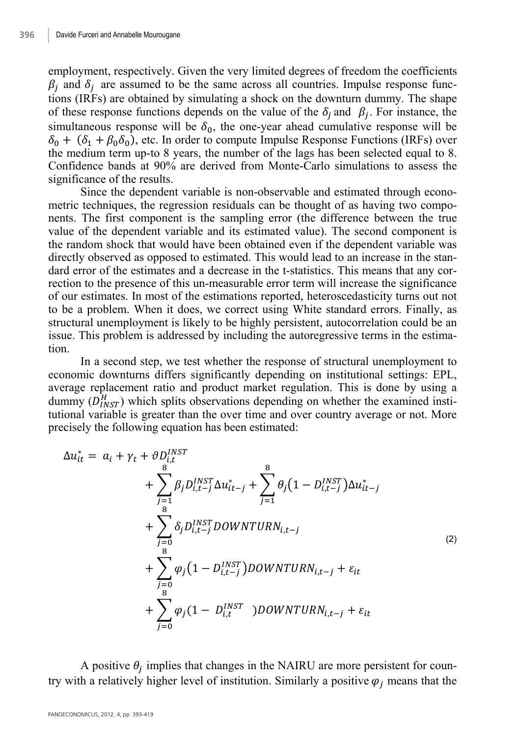employment, respectively. Given the very limited degrees of freedom the coefficients $\beta_j$ and $\delta_j$ are assumed to be the same across all countries. Impulse response functions (IRFs) are obtained by simulating a shock on the downturn dummy. The shape of these response functions depends on the value of the $\delta_j$ and $\beta_j$. For instance, the simultaneous response will be $\delta_0$, the one-year ahead cumulative response will be $\delta_0 + (\delta_1 + \beta_0 \delta_0)$, etc. In order to compute Impulse Response Functions (IRFs) over the medium term up-to 8 years, the number of the lags has been selected equal to 8. Confidence bands at 90% are derived from Monte-Carlo simulations to assess the significance of the results.

Since the dependent variable is non-observable and estimated through econometric techniques, the regression residuals can be thought of as having two components. The first component is the sampling error (the difference between the true value of the dependent variable and its estimated value). The second component is the random shock that would have been obtained even if the dependent variable was directly observed as opposed to estimated. This would lead to an increase in the standard error of the estimates and a decrease in the t-statistics. This means that any correction to the presence of this un-measurable error term will increase the significance of our estimates. In most of the estimations reported, heteroscedasticity turns out not to be a problem. When it does, we correct using White standard errors. Finally, as structural unemployment is likely to be highly persistent, autocorrelation could be an issue. This problem is addressed by including the autoregressive terms in the estimation.

In a second step, we test whether the response of structural unemployment to economic downturns differs significantly depending on institutional settings: EPL, average replacement ratio and product market regulation. This is done by using a dummy ($D_{INST}^{H}$) which splits observations depending on whether the examined institutional variable is greater than the over time and over country average or not. More precisely the following equation has been estimated:

$$
\begin{aligned}
\Delta u_{it}^{*} = {} & a_i + \gamma_t + \vartheta D_{i,t}^{INST} \\
& + \sum_{j=1}^{8} \beta_j D_{i,t-j}^{INST} \Delta u_{it-j}^{*} + \sum_{j=1}^{8} \theta_j \left(1 - D_{i,t-j}^{INST}\right) \Delta u_{it-j}^{*} \\
& + \sum_{j=0}^{8} \delta_j D_{i,t-j}^{INST} DOWNTURN_{i,t-j} \\
& + \sum_{j=0}^{8} \varphi_j \left(1 - D_{i,t-j}^{INST}\right) DOWNTURN_{i,t-j} + \varepsilon_{it} \\
& + \sum_{j=0}^{8} \varphi_j \left(1 - D_{i,t}^{INST}\right) DOWNTURN_{i,t-j} + \varepsilon_{it}
\end{aligned} \tag{2}
$$

A positive $\theta_j$ implies that changes in the NAIRU are more persistent for country with a relatively higher level of institution. Similarly a positive $\varphi_j$ means that the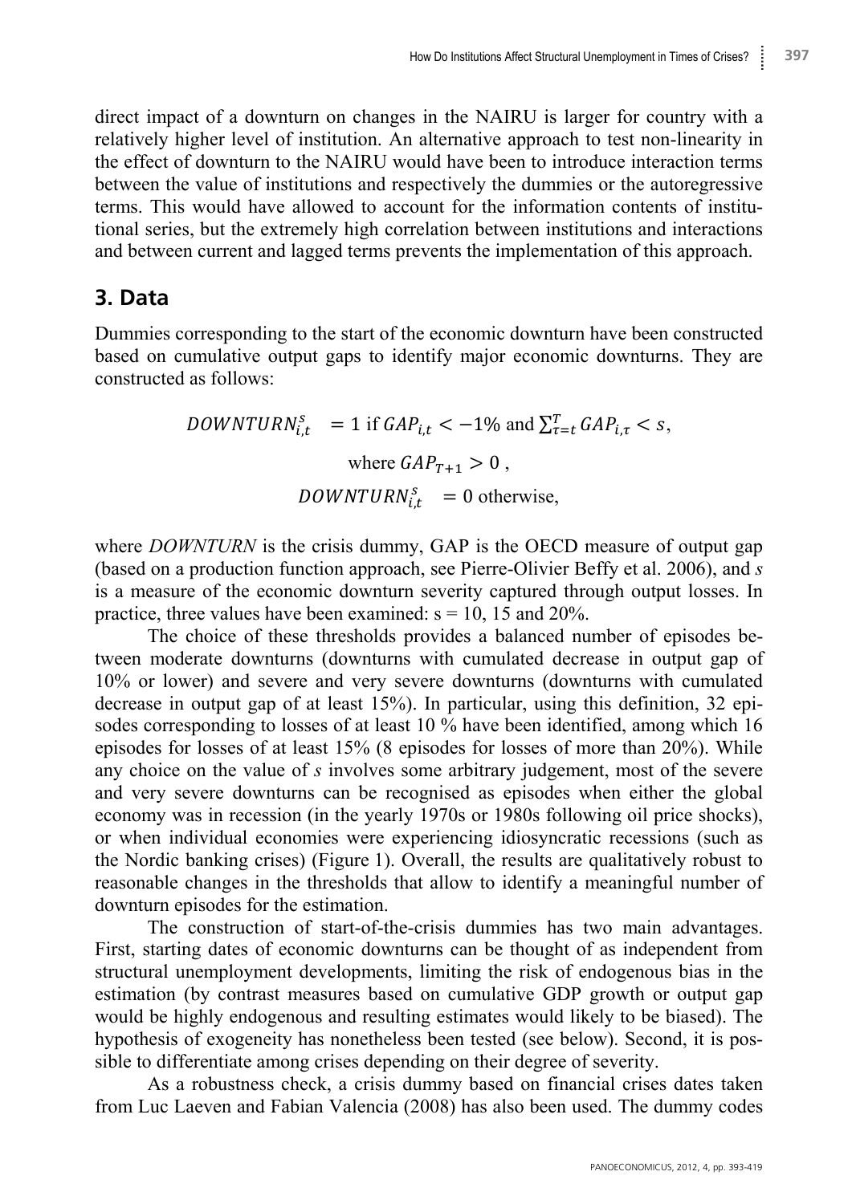direct impact of a downturn on changes in the NAIRU is larger for country with a relatively higher level of institution. An alternative approach to test non-linearity in the effect of downturn to the NAIRU would have been to introduce interaction terms between the value of institutions and respectively the dummies or the autoregressive terms. This would have allowed to account for the information contents of institutional series, but the extremely high correlation between institutions and interactions and between current and lagged terms prevents the implementation of this approach.

## 3. Data

Dummies corresponding to the start of the economic downturn have been constructed based on cumulative output gaps to identify major economic downturns. They are constructed as follows:

$$DOWNTURN_{i,t}^{s} = 1 \text{ if } GAP_{i,t} < -1\% \text{ and } \sum_{\tau=t}^{T} GAP_{i,\tau} < s,$$

$$\text{where } GAP_{T+1} > 0\ ,$$

$$DOWNTURN_{i,t}^{s} = 0 \text{ otherwise,}$$

where *DOWNTURN* is the crisis dummy, GAP is the OECD measure of output gap (based on a production function approach, see Pierre-Olivier Beffy et al. 2006), and *s* is a measure of the economic downturn severity captured through output losses. In practice, three values have been examined: s = 10, 15 and 20%.

The choice of these thresholds provides a balanced number of episodes between moderate downturns (downturns with cumulated decrease in output gap of 10% or lower) and severe and very severe downturns (downturns with cumulated decrease in output gap of at least 15%). In particular, using this definition, 32 episodes corresponding to losses of at least 10 % have been identified, among which 16 episodes for losses of at least 15% (8 episodes for losses of more than 20%). While any choice on the value of *s* involves some arbitrary judgement, most of the severe and very severe downturns can be recognised as episodes when either the global economy was in recession (in the yearly 1970s or 1980s following oil price shocks), or when individual economies were experiencing idiosyncratic recessions (such as the Nordic banking crises) (Figure 1). Overall, the results are qualitatively robust to reasonable changes in the thresholds that allow to identify a meaningful number of downturn episodes for the estimation.

The construction of start-of-the-crisis dummies has two main advantages. First, starting dates of economic downturns can be thought of as independent from structural unemployment developments, limiting the risk of endogenous bias in the estimation (by contrast measures based on cumulative GDP growth or output gap would be highly endogenous and resulting estimates would likely to be biased). The hypothesis of exogeneity has nonetheless been tested (see below). Second, it is possible to differentiate among crises depending on their degree of severity.

As a robustness check, a crisis dummy based on financial crises dates taken from Luc Laeven and Fabian Valencia (2008) has also been used. The dummy codes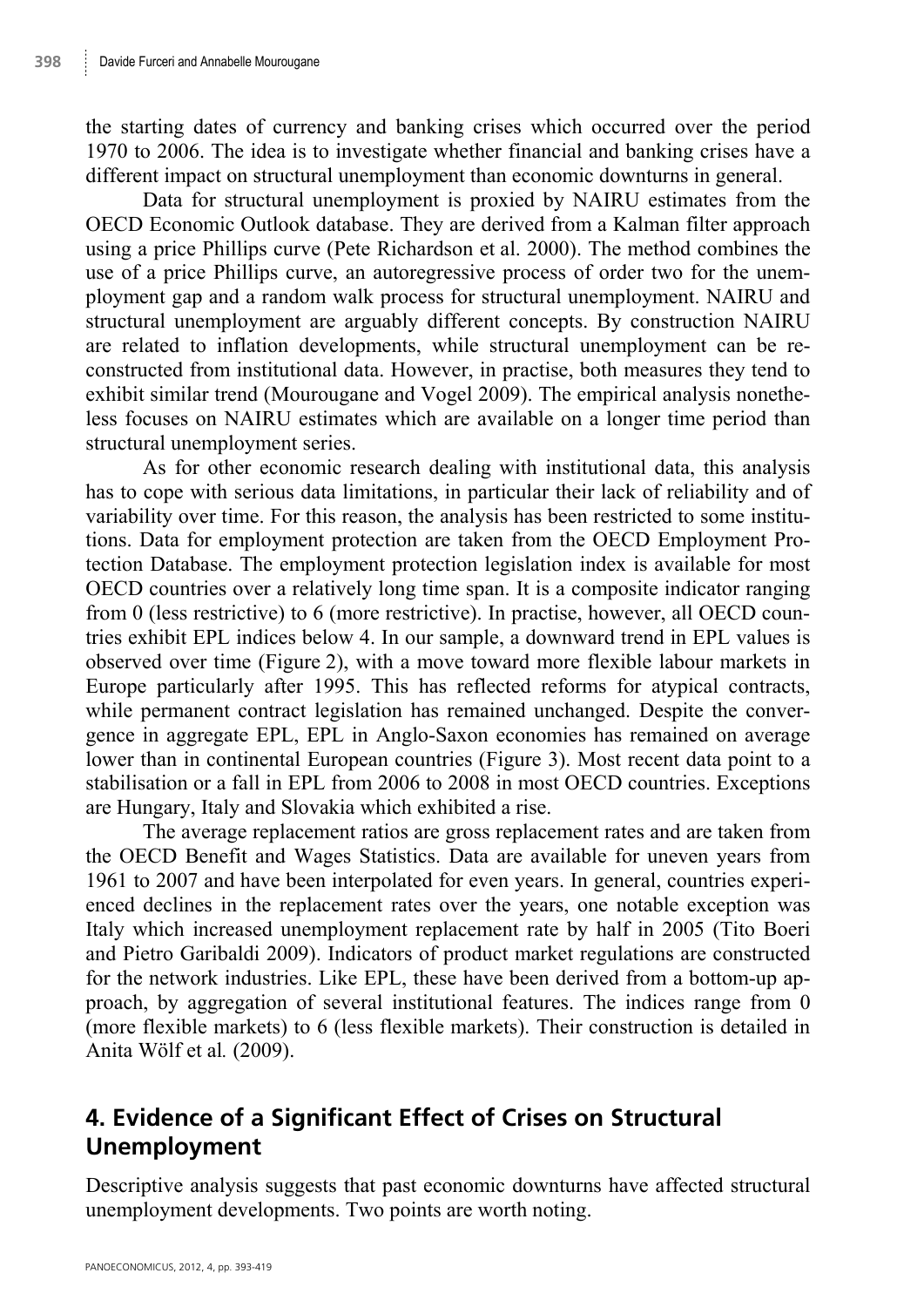the starting dates of currency and banking crises which occurred over the period 1970 to 2006. The idea is to investigate whether financial and banking crises have a different impact on structural unemployment than economic downturns in general.

Data for structural unemployment is proxied by NAIRU estimates from the OECD Economic Outlook database. They are derived from a Kalman filter approach using a price Phillips curve (Pete Richardson et al. 2000). The method combines the use of a price Phillips curve, an autoregressive process of order two for the unemployment gap and a random walk process for structural unemployment. NAIRU and structural unemployment are arguably different concepts. By construction NAIRU are related to inflation developments, while structural unemployment can be reconstructed from institutional data. However, in practise, both measures they tend to exhibit similar trend (Mourougane and Vogel 2009). The empirical analysis nonetheless focuses on NAIRU estimates which are available on a longer time period than structural unemployment series.

As for other economic research dealing with institutional data, this analysis has to cope with serious data limitations, in particular their lack of reliability and of variability over time. For this reason, the analysis has been restricted to some institutions. Data for employment protection are taken from the OECD Employment Protection Database. The employment protection legislation index is available for most OECD countries over a relatively long time span. It is a composite indicator ranging from 0 (less restrictive) to 6 (more restrictive). In practise, however, all OECD countries exhibit EPL indices below 4. In our sample, a downward trend in EPL values is observed over time (Figure 2), with a move toward more flexible labour markets in Europe particularly after 1995. This has reflected reforms for atypical contracts, while permanent contract legislation has remained unchanged. Despite the convergence in aggregate EPL, EPL in Anglo-Saxon economies has remained on average lower than in continental European countries (Figure 3). Most recent data point to a stabilisation or a fall in EPL from 2006 to 2008 in most OECD countries. Exceptions are Hungary, Italy and Slovakia which exhibited a rise.

The average replacement ratios are gross replacement rates and are taken from the OECD Benefit and Wages Statistics. Data are available for uneven years from 1961 to 2007 and have been interpolated for even years. In general, countries experienced declines in the replacement rates over the years, one notable exception was Italy which increased unemployment replacement rate by half in 2005 (Tito Boeri and Pietro Garibaldi 2009). Indicators of product market regulations are constructed for the network industries. Like EPL, these have been derived from a bottom-up approach, by aggregation of several institutional features. The indices range from 0 (more flexible markets) to 6 (less flexible markets). Their construction is detailed in Anita Wölf et al*.* (2009).

## 4. Evidence of a Significant Effect of Crises on Structural Unemployment

Descriptive analysis suggests that past economic downturns have affected structural unemployment developments. Two points are worth noting.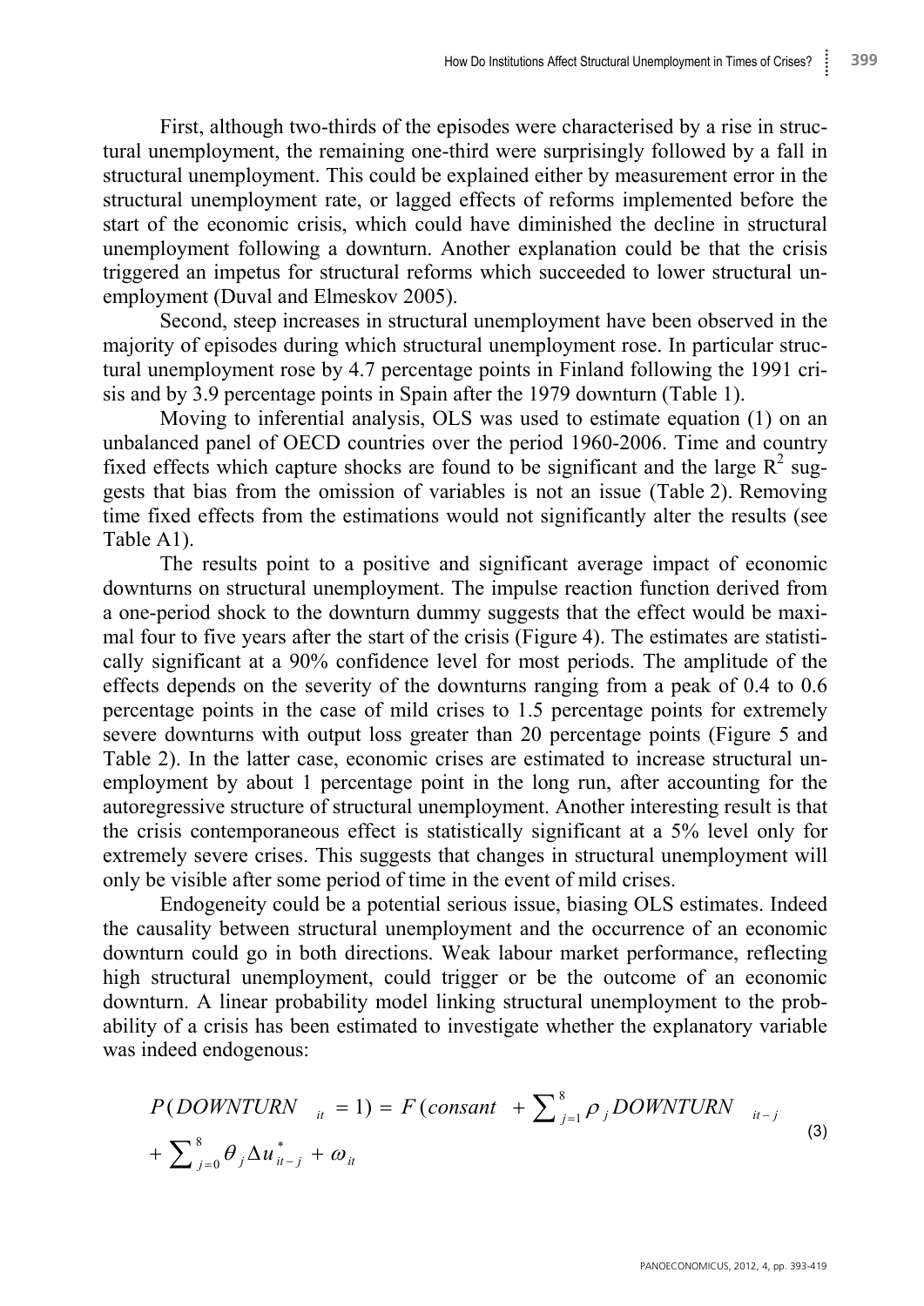First, although two-thirds of the episodes were characterised by a rise in structural unemployment, the remaining one-third were surprisingly followed by a fall in structural unemployment. This could be explained either by measurement error in the structural unemployment rate, or lagged effects of reforms implemented before the start of the economic crisis, which could have diminished the decline in structural unemployment following a downturn. Another explanation could be that the crisis triggered an impetus for structural reforms which succeeded to lower structural unemployment (Duval and Elmeskov 2005).

Second, steep increases in structural unemployment have been observed in the majority of episodes during which structural unemployment rose. In particular structural unemployment rose by 4.7 percentage points in Finland following the 1991 crisis and by 3.9 percentage points in Spain after the 1979 downturn (Table 1).

Moving to inferential analysis, OLS was used to estimate equation (1) on an unbalanced panel of OECD countries over the period 1960-2006. Time and country fixed effects which capture shocks are found to be significant and the large $R^2$ suggests that bias from the omission of variables is not an issue (Table 2). Removing time fixed effects from the estimations would not significantly alter the results (see Table A1).

The results point to a positive and significant average impact of economic downturns on structural unemployment. The impulse reaction function derived from a one-period shock to the downturn dummy suggests that the effect would be maximal four to five years after the start of the crisis (Figure 4). The estimates are statistically significant at a 90% confidence level for most periods. The amplitude of the effects depends on the severity of the downturns ranging from a peak of 0.4 to 0.6 percentage points in the case of mild crises to 1.5 percentage points for extremely severe downturns with output loss greater than 20 percentage points (Figure 5 and Table 2). In the latter case, economic crises are estimated to increase structural unemployment by about 1 percentage point in the long run, after accounting for the autoregressive structure of structural unemployment. Another interesting result is that the crisis contemporaneous effect is statistically significant at a 5% level only for extremely severe crises. This suggests that changes in structural unemployment will only be visible after some period of time in the event of mild crises.

Endogeneity could be a potential serious issue, biasing OLS estimates. Indeed the causality between structural unemployment and the occurrence of an economic downturn could go in both directions. Weak labour market performance, reflecting high structural unemployment, could trigger or be the outcome of an economic downturn. A linear probability model linking structural unemployment to the probability of a crisis has been estimated to investigate whether the explanatory variable was indeed endogenous:

$$P(DOWNTURN_{it} = 1) = F(consant + \sum_{j=1}^{8} \rho_j DOWNTURN_{it-j} + \sum_{j=0}^{8} \theta_j \Delta u^*_{it-j} + \omega_{it} \tag{3}$$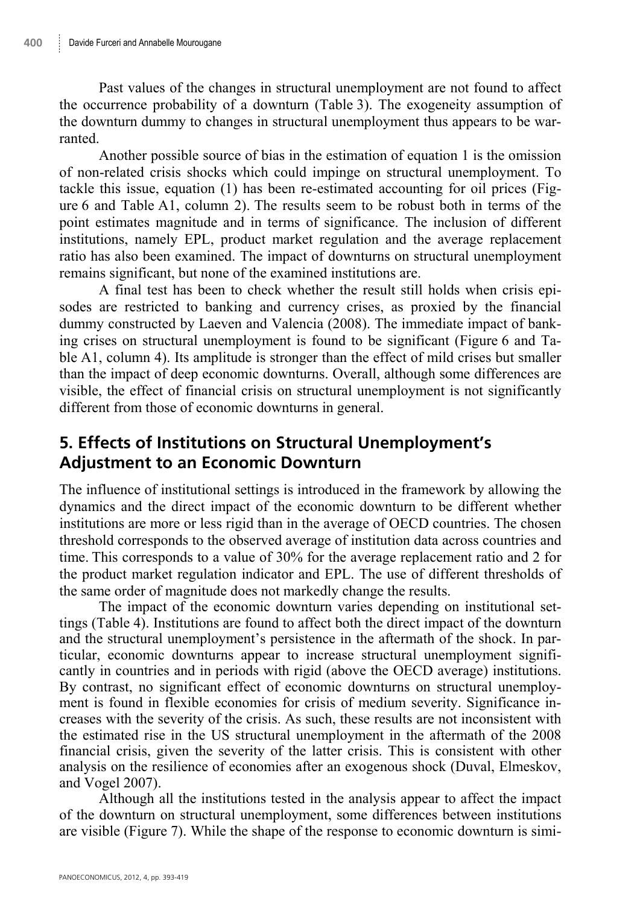Past values of the changes in structural unemployment are not found to affect the occurrence probability of a downturn (Table 3). The exogeneity assumption of the downturn dummy to changes in structural unemployment thus appears to be warranted.

Another possible source of bias in the estimation of equation 1 is the omission of non-related crisis shocks which could impinge on structural unemployment. To tackle this issue, equation (1) has been re-estimated accounting for oil prices (Figure 6 and Table A1, column 2). The results seem to be robust both in terms of the point estimates magnitude and in terms of significance. The inclusion of different institutions, namely EPL, product market regulation and the average replacement ratio has also been examined. The impact of downturns on structural unemployment remains significant, but none of the examined institutions are.

A final test has been to check whether the result still holds when crisis episodes are restricted to banking and currency crises, as proxied by the financial dummy constructed by Laeven and Valencia (2008). The immediate impact of banking crises on structural unemployment is found to be significant (Figure 6 and Table A1, column 4). Its amplitude is stronger than the effect of mild crises but smaller than the impact of deep economic downturns. Overall, although some differences are visible, the effect of financial crisis on structural unemployment is not significantly different from those of economic downturns in general.

## 5. Effects of Institutions on Structural Unemployment's Adjustment to an Economic Downturn

The influence of institutional settings is introduced in the framework by allowing the dynamics and the direct impact of the economic downturn to be different whether institutions are more or less rigid than in the average of OECD countries. The chosen threshold corresponds to the observed average of institution data across countries and time. This corresponds to a value of 30% for the average replacement ratio and 2 for the product market regulation indicator and EPL. The use of different thresholds of the same order of magnitude does not markedly change the results.

The impact of the economic downturn varies depending on institutional settings (Table 4). Institutions are found to affect both the direct impact of the downturn and the structural unemployment's persistence in the aftermath of the shock. In particular, economic downturns appear to increase structural unemployment significantly in countries and in periods with rigid (above the OECD average) institutions. By contrast, no significant effect of economic downturns on structural unemployment is found in flexible economies for crisis of medium severity. Significance increases with the severity of the crisis. As such, these results are not inconsistent with the estimated rise in the US structural unemployment in the aftermath of the 2008 financial crisis, given the severity of the latter crisis. This is consistent with other analysis on the resilience of economies after an exogenous shock (Duval, Elmeskov, and Vogel 2007).

Although all the institutions tested in the analysis appear to affect the impact of the downturn on structural unemployment, some differences between institutions are visible (Figure 7). While the shape of the response to economic downturn is simi-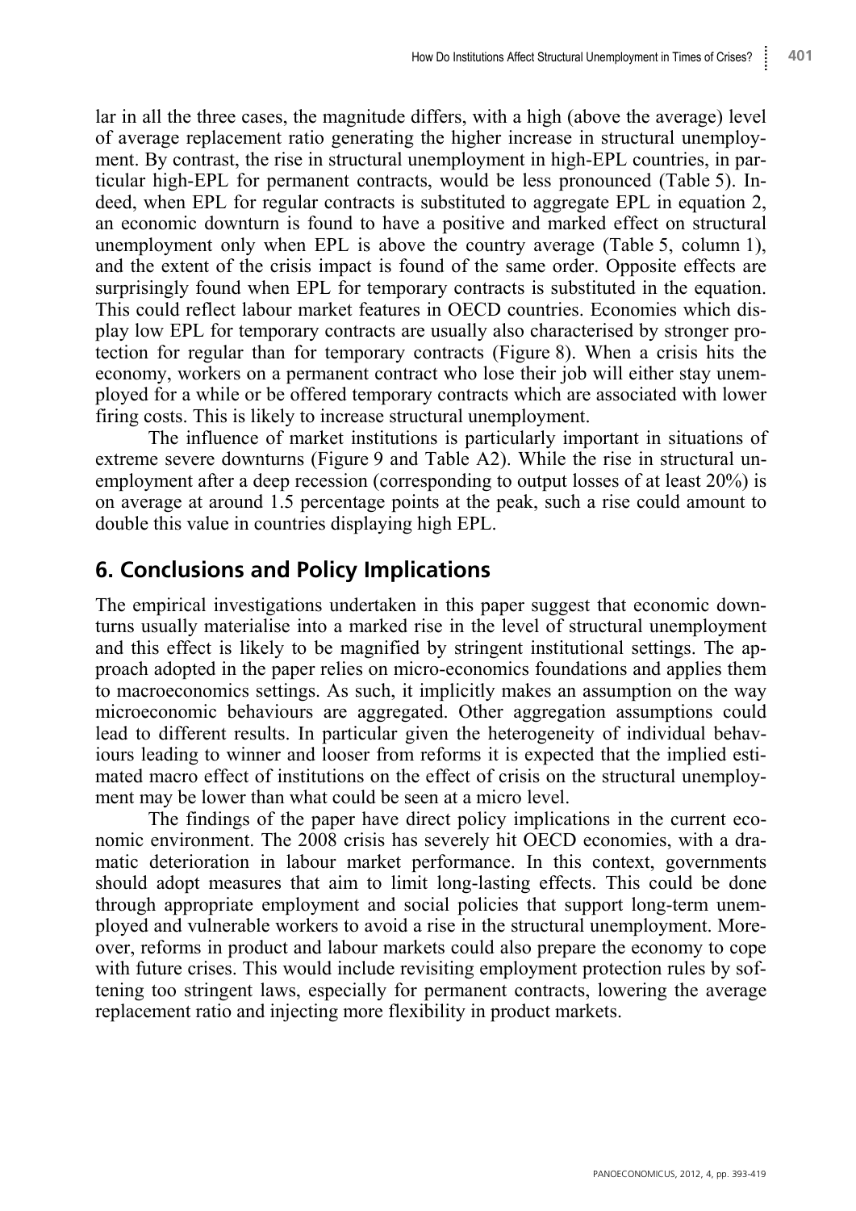lar in all the three cases, the magnitude differs, with a high (above the average) level of average replacement ratio generating the higher increase in structural unemployment. By contrast, the rise in structural unemployment in high-EPL countries, in particular high-EPL for permanent contracts, would be less pronounced (Table 5). Indeed, when EPL for regular contracts is substituted to aggregate EPL in equation 2, an economic downturn is found to have a positive and marked effect on structural unemployment only when EPL is above the country average (Table 5, column 1), and the extent of the crisis impact is found of the same order. Opposite effects are surprisingly found when EPL for temporary contracts is substituted in the equation. This could reflect labour market features in OECD countries. Economies which display low EPL for temporary contracts are usually also characterised by stronger protection for regular than for temporary contracts (Figure 8). When a crisis hits the economy, workers on a permanent contract who lose their job will either stay unemployed for a while or be offered temporary contracts which are associated with lower firing costs. This is likely to increase structural unemployment.

The influence of market institutions is particularly important in situations of extreme severe downturns (Figure 9 and Table A2). While the rise in structural unemployment after a deep recession (corresponding to output losses of at least 20%) is on average at around 1.5 percentage points at the peak, such a rise could amount to double this value in countries displaying high EPL.

## 6. Conclusions and Policy Implications

The empirical investigations undertaken in this paper suggest that economic downturns usually materialise into a marked rise in the level of structural unemployment and this effect is likely to be magnified by stringent institutional settings. The approach adopted in the paper relies on micro-economics foundations and applies them to macroeconomics settings. As such, it implicitly makes an assumption on the way microeconomic behaviours are aggregated. Other aggregation assumptions could lead to different results. In particular given the heterogeneity of individual behaviours leading to winner and looser from reforms it is expected that the implied estimated macro effect of institutions on the effect of crisis on the structural unemployment may be lower than what could be seen at a micro level.

The findings of the paper have direct policy implications in the current economic environment. The 2008 crisis has severely hit OECD economies, with a dramatic deterioration in labour market performance. In this context, governments should adopt measures that aim to limit long-lasting effects. This could be done through appropriate employment and social policies that support long-term unemployed and vulnerable workers to avoid a rise in the structural unemployment. Moreover, reforms in product and labour markets could also prepare the economy to cope with future crises. This would include revisiting employment protection rules by softening too stringent laws, especially for permanent contracts, lowering the average replacement ratio and injecting more flexibility in product markets.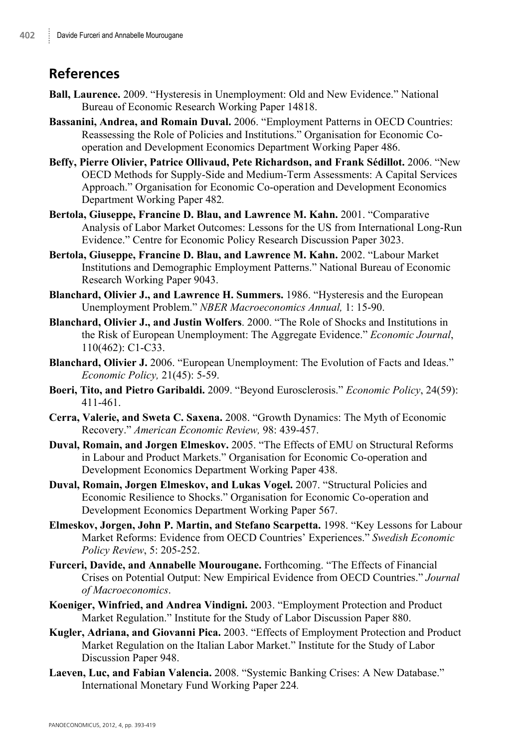## References

**Ball, Laurence.** 2009. "Hysteresis in Unemployment: Old and New Evidence." National Bureau of Economic Research Working Paper 14818.

**Bassanini, Andrea, and Romain Duval.** 2006. "Employment Patterns in OECD Countries: Reassessing the Role of Policies and Institutions." Organisation for Economic Co-operation and Development Economics Department Working Paper 486.

**Beffy, Pierre Olivier, Patrice Ollivaud, Pete Richardson, and Frank Sédillot.** 2006. "New OECD Methods for Supply-Side and Medium-Term Assessments: A Capital Services Approach." Organisation for Economic Co-operation and Development Economics Department Working Paper 482.

**Bertola, Giuseppe, Francine D. Blau, and Lawrence M. Kahn.** 2001. "Comparative Analysis of Labor Market Outcomes: Lessons for the US from International Long-Run Evidence." Centre for Economic Policy Research Discussion Paper 3023.

**Bertola, Giuseppe, Francine D. Blau, and Lawrence M. Kahn.** 2002. "Labour Market Institutions and Demographic Employment Patterns." National Bureau of Economic Research Working Paper 9043.

**Blanchard, Olivier J., and Lawrence H. Summers.** 1986. "Hysteresis and the European Unemployment Problem." *NBER Macroeconomics Annual,* 1: 15-90.

**Blanchard, Olivier J., and Justin Wolfers**. 2000. "The Role of Shocks and Institutions in the Risk of European Unemployment: The Aggregate Evidence." *Economic Journal*, 110(462): C1-C33.

**Blanchard, Olivier J.** 2006. "European Unemployment: The Evolution of Facts and Ideas." *Economic Policy,* 21(45): 5-59.

**Boeri, Tito, and Pietro Garibaldi.** 2009. "Beyond Eurosclerosis." *Economic Policy*, 24(59): 411-461.

**Cerra, Valerie, and Sweta C. Saxena.** 2008. "Growth Dynamics: The Myth of Economic Recovery." *American Economic Review,* 98: 439-457.

**Duval, Romain, and Jorgen Elmeskov.** 2005. "The Effects of EMU on Structural Reforms in Labour and Product Markets." Organisation for Economic Co-operation and Development Economics Department Working Paper 438.

**Duval, Romain, Jorgen Elmeskov, and Lukas Vogel.** 2007. "Structural Policies and Economic Resilience to Shocks." Organisation for Economic Co-operation and Development Economics Department Working Paper 567.

**Elmeskov, Jorgen, John P. Martin, and Stefano Scarpetta.** 1998. "Key Lessons for Labour Market Reforms: Evidence from OECD Countries' Experiences." *Swedish Economic Policy Review*, 5: 205-252.

**Furceri, Davide, and Annabelle Mourougane.** Forthcoming. "The Effects of Financial Crises on Potential Output: New Empirical Evidence from OECD Countries." *Journal of Macroeconomics*.

**Koeniger, Winfried, and Andrea Vindigni.** 2003. "Employment Protection and Product Market Regulation." Institute for the Study of Labor Discussion Paper 880.

**Kugler, Adriana, and Giovanni Pica.** 2003. "Effects of Employment Protection and Product Market Regulation on the Italian Labor Market." Institute for the Study of Labor Discussion Paper 948.

**Laeven, Luc, and Fabian Valencia.** 2008. "Systemic Banking Crises: A New Database." International Monetary Fund Working Paper 224.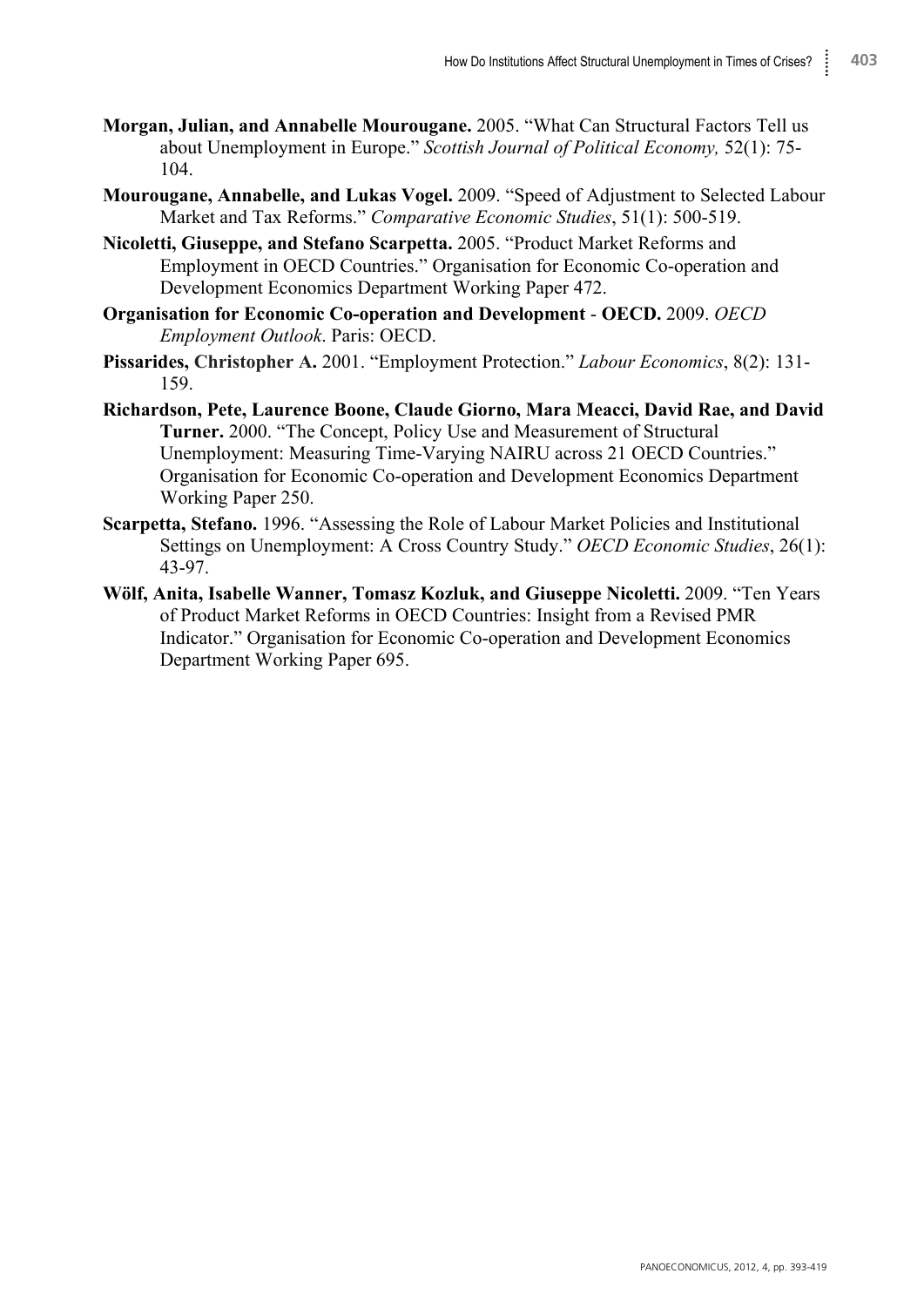**Morgan, Julian, and Annabelle Mourougane.** 2005. "What Can Structural Factors Tell us about Unemployment in Europe." *Scottish Journal of Political Economy,* 52(1): 75-104.

**Mourougane, Annabelle, and Lukas Vogel.** 2009. "Speed of Adjustment to Selected Labour Market and Tax Reforms." *Comparative Economic Studies*, 51(1): 500-519.

**Nicoletti, Giuseppe, and Stefano Scarpetta.** 2005. "Product Market Reforms and Employment in OECD Countries." Organisation for Economic Co-operation and Development Economics Department Working Paper 472.

**Organisation for Economic Co-operation and Development** - **OECD.** 2009. *OECD Employment Outlook*. Paris: OECD.

**Pissarides, Christopher A.** 2001. "Employment Protection." *Labour Economics*, 8(2): 131-159.

**Richardson, Pete, Laurence Boone, Claude Giorno, Mara Meacci, David Rae, and David Turner.** 2000. "The Concept, Policy Use and Measurement of Structural Unemployment: Measuring Time-Varying NAIRU across 21 OECD Countries." Organisation for Economic Co-operation and Development Economics Department Working Paper 250.

**Scarpetta, Stefano.** 1996. "Assessing the Role of Labour Market Policies and Institutional Settings on Unemployment: A Cross Country Study." *OECD Economic Studies*, 26(1): 43-97.

**Wölf, Anita, Isabelle Wanner, Tomasz Kozluk, and Giuseppe Nicoletti.** 2009. "Ten Years of Product Market Reforms in OECD Countries: Insight from a Revised PMR Indicator." Organisation for Economic Co-operation and Development Economics Department Working Paper 695.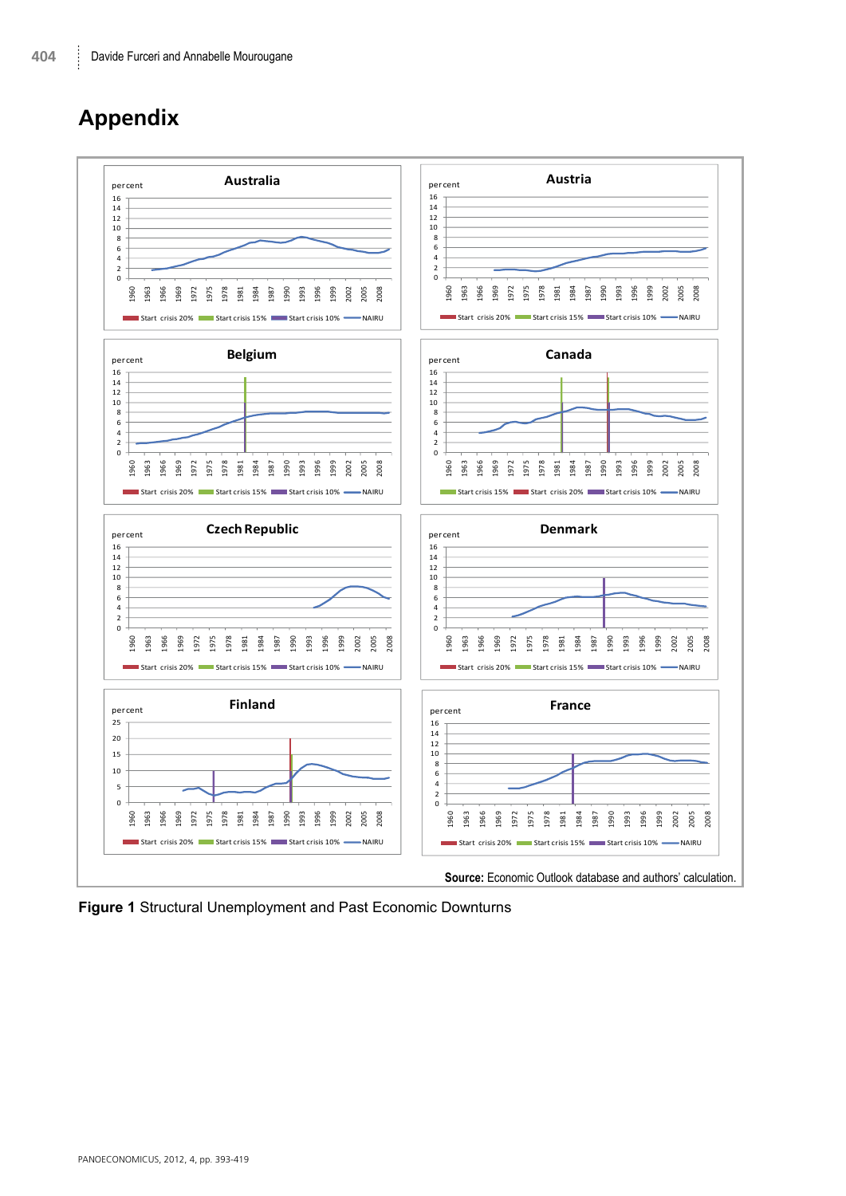# Appendix

Australia

percent

16
14
12
10
8
6
4
2
0

1960 1963 1966 1969 1972 1975 1978 1981 1984 1987 1990 1993 1996 1999 2002 2005 2008

Start crisis 20% Start crisis 15% Start crisis 10% NAIRU

Austria

percent

16
14
12
10
8
6
4
2
0

1960 1963 1966 1969 1972 1975 1978 1981 1984 1987 1990 1993 1996 1999 2002 2005 2008

Start crisis 20% Start crisis 15% Start crisis 10% NAIRU

Belgium

percent

16
14
12
10
8
6
4
2
0

1960 1963 1966 1969 1972 1975 1978 1981 1984 1987 1990 1993 1996 1999 2002 2005 2008

Start crisis 20% Start crisis 15% Start crisis 10% NAIRU

Canada

percent

16
14
12
10
8
6
4
2
0

1960 1963 1966 1969 1972 1975 1978 1981 1984 1987 1990 1993 1996 1999 2002 2005 2008

Start crisis 15% Start crisis 20% Start crisis 10% NAIRU

Czech Republic

percent

16
14
12
10
8
6
4
2
0

1960 1963 1966 1969 1972 1975 1978 1981 1984 1987 1990 1993 1996 1999 2002 2005 2008

Start crisis 20% Start crisis 15% Start crisis 10% NAIRU

Denmark

percent

16
14
12
10
8
6
4
2
0

1960 1963 1966 1969 1972 1975 1978 1981 1984 1987 1990 1993 1996 1999 2002 2005 2008

Start crisis 20% Start crisis 15% Start crisis 10% NAIRU

Finland

percent

25
20
15
10
5
0

1960 1963 1966 1969 1972 1975 1978 1981 1984 1987 1990 1993 1996 1999 2002 2005 2008

Start crisis 20% Start crisis 15% Start crisis 10% NAIRU

France

percent

16
14
12
10
8
6
4
2
0

1960 1963 1966 1969 1972 1975 1978 1981 1984 1987 1990 1993 1996 1999 2002 2005 2008

Start crisis 20% Start crisis 15% Start crisis 10% NAIRU

**Source:** Economic Outlook database and authors' calculation.

**Figure 1** Structural Unemployment and Past Economic Downturns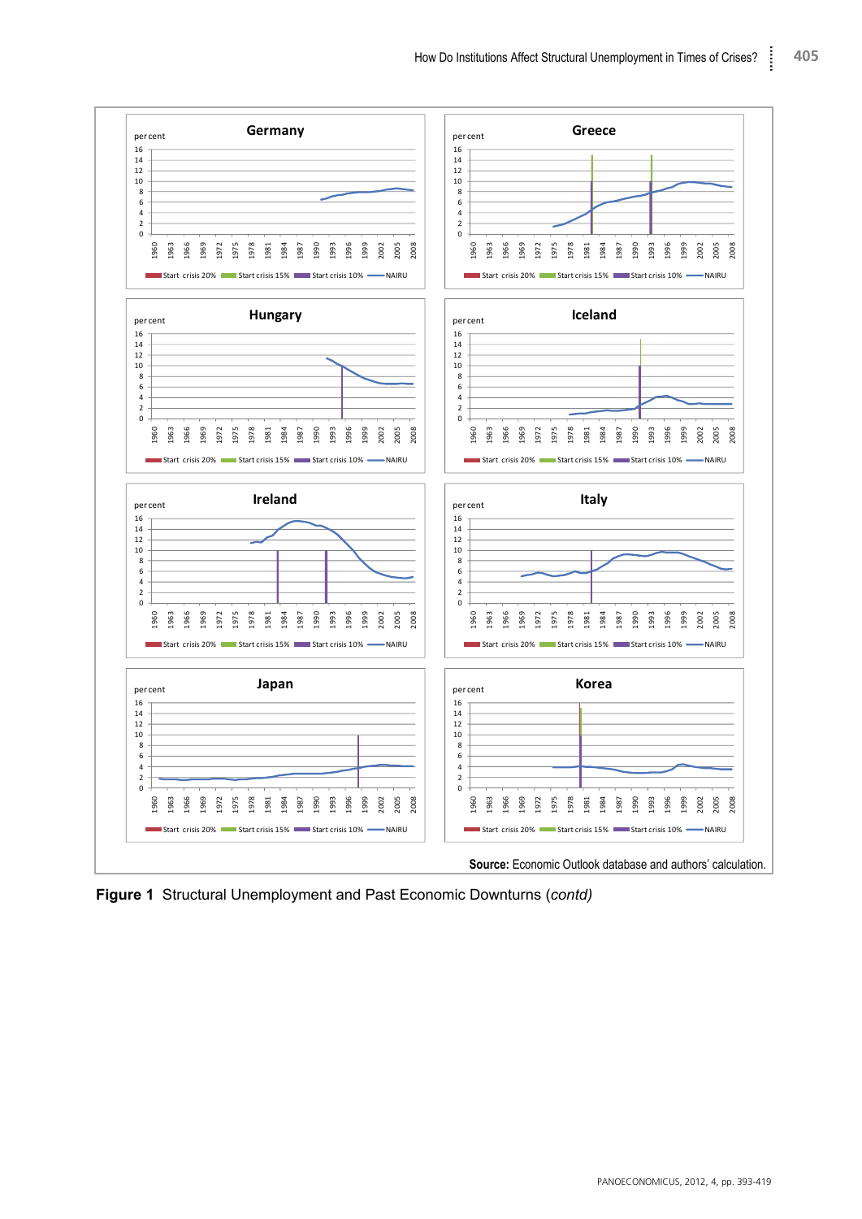Germany

per cent

16
14
12
10
8
6
4
2
0

1960 1963 1966 1969 1972 1975 1978 1981 1984 1987 1990 1993 1996 1999 2002 2005 2008

Start crisis 20% Start crisis 15% Start crisis 10% NAIRU

Greece

per cent

16
14
12
10
8
6
4
2
0

1960 1963 1966 1969 1972 1975 1978 1981 1984 1987 1990 1993 1996 1999 2002 2005 2008

Start crisis 20% Start crisis 15% Start crisis 10% NAIRU

Hungary

per cent

16
14
12
10
8
6
4
2
0

1960 1963 1966 1969 1972 1975 1978 1981 1984 1987 1990 1993 1996 1999 2002 2005 2008

Start crisis 20% Start crisis 15% Start crisis 10% NAIRU

Iceland

per cent

16
14
12
10
8
6
4
2
0

1960 1963 1966 1969 1972 1975 1978 1981 1984 1987 1990 1993 1996 1999 2002 2005 2008

Start crisis 20% Start crisis 15% Start crisis 10% NAIRU

Ireland

per cent

16
14
12
10
8
6
4
2
0

1960 1963 1966 1969 1972 1975 1978 1981 1984 1987 1990 1993 1996 1999 2002 2005 2008

Start crisis 20% Start crisis 15% Start crisis 10% NAIRU

Italy

per cent

16
14
12
10
8
6
4
2
0

1960 1963 1966 1969 1972 1975 1978 1981 1984 1987 1990 1993 1996 1999 2002 2005 2008

Start crisis 20% Start crisis 15% Start crisis 10% NAIRU

Japan

per cent

16
14
12
10
8
6
4
2
0

1960 1963 1966 1969 1972 1975 1978 1981 1984 1987 1990 1993 1996 1999 2002 2005 2008

Start crisis 20% Start crisis 15% Start crisis 10% NAIRU

Korea

per cent

16
14
12
10
8
6
4
2
0

1960 1963 1966 1969 1972 1975 1978 1981 1984 1987 1990 1993 1996 1999 2002 2005 2008

Start crisis 20% Start crisis 15% Start crisis 10% NAIRU

**Source:** Economic Outlook database and authors' calculation.

**Figure 1** Structural Unemployment and Past Economic Downturns (*contd*)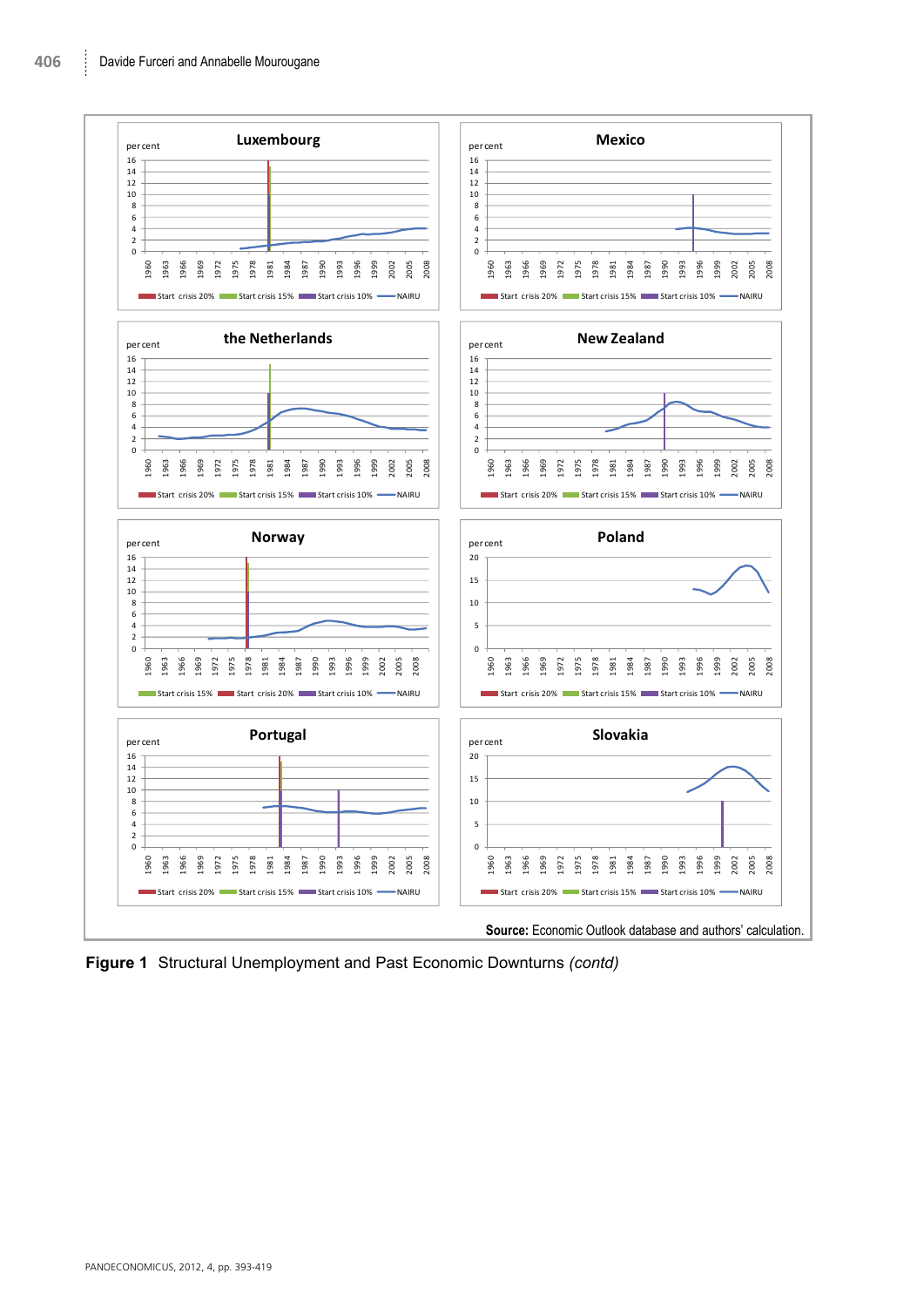Luxembourg

per cent

16
14
12
10
8
6
4
2
0

1960 1963 1966 1969 1972 1975 1978 1981 1984 1987 1990 1993 1996 1999 2002 2005 2008

Start crisis 20% Start crisis 15% Start crisis 10% NAIRU

Mexico

per cent

16
14
12
10
8
6
4
2
0

1960 1963 1966 1969 1972 1975 1978 1981 1984 1987 1990 1993 1996 1999 2002 2005 2008

Start crisis 20% Start crisis 15% Start crisis 10% NAIRU

the Netherlands

per cent

16
14
12
10
8
6
4
2
0

1960 1963 1966 1969 1972 1975 1978 1981 1984 1987 1990 1993 1996 1999 2002 2005 2008

Start crisis 20% Start crisis 15% Start crisis 10% NAIRU

New Zealand

per cent

16
14
12
10
8
6
4
2
0

1960 1963 1966 1969 1972 1975 1978 1981 1984 1987 1990 1993 1996 1999 2002 2005 2008

Start crisis 20% Start crisis 15% Start crisis 10% NAIRU

Norway

per cent

16
14
12
10
8
6
4
2
0

1960 1963 1966 1969 1972 1975 1978 1981 1984 1987 1990 1993 1996 1999 2002 2005 2008

Start crisis 15% Start crisis 20% Start crisis 10% NAIRU

Poland

per cent

20
15
10
5
0

1960 1963 1966 1969 1972 1975 1978 1981 1984 1987 1990 1993 1996 1999 2002 2005 2008

Start crisis 20% Start crisis 15% Start crisis 10% NAIRU

Portugal

per cent

16
14
12
10
8
6
4
2
0

1960 1963 1966 1969 1972 1975 1978 1981 1984 1987 1990 1993 1996 1999 2002 2005 2008

Start crisis 20% Start crisis 15% Start crisis 10% NAIRU

Slovakia

per cent

20
15
10
5
0

1960 1963 1966 1969 1972 1975 1978 1981 1984 1987 1990 1993 1996 1999 2002 2005 2008

Start crisis 20% Start crisis 15% Start crisis 10% NAIRU

**Source:** Economic Outlook database and authors' calculation.

**Figure 1** Structural Unemployment and Past Economic Downturns *(contd)*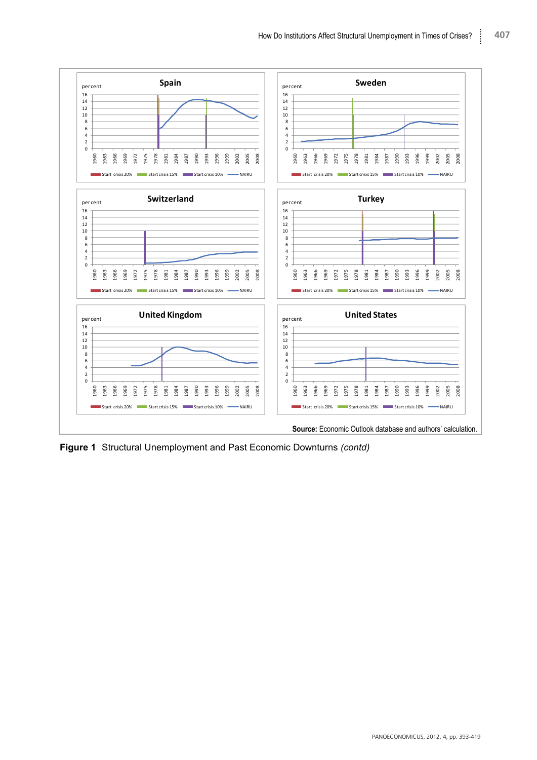Spain

percent

16
14
12
10
8
6
4
2
0

1960 1963 1966 1969 1972 1975 1978 1981 1984 1987 1990 1993 1996 1999 2002 2005 2008

Start crisis 20% Start crisis 15% Start crisis 10% NAIRU

Sweden

percent

16
14
12
10
8
6
4
2
0

1960 1963 1966 1969 1972 1975 1978 1981 1984 1987 1990 1993 1996 1999 2002 2005 2008

Start crisis 20% Start crisis 15% Start crisis 10% NAIRU

Switzerland

percent

16
14
12
10
8
6
4
2
0

1960 1963 1966 1969 1972 1975 1978 1981 1984 1987 1990 1993 1996 1999 2002 2005 2008

Start crisis 20% Start crisis 15% Start crisis 10% NAIRU

Turkey

percent

16
14
12
10
8
6
4
2
0

1960 1963 1966 1969 1972 1975 1978 1981 1984 1987 1990 1993 1996 1999 2002 2005 2008

Start crisis 20% Start crisis 15% Start crisis 10% NAIRU

United Kingdom

percent

16
14
12
10
8
6
4
2
0

1960 1963 1966 1969 1972 1975 1978 1981 1984 1987 1990 1993 1996 1999 2002 2005 2008

Start crisis 20% Start crisis 15% Start crisis 10% NAIRU

United States

percent

16
14
12
10
8
6
4
2
0

1960 1963 1966 1969 1972 1975 1978 1981 1984 1987 1990 1993 1996 1999 2002 2005 2008

Start crisis 20% Start crisis 15% Start crisis 10% NAIRU

**Source:** Economic Outlook database and authors' calculation.

**Figure 1** Structural Unemployment and Past Economic Downturns *(contd)*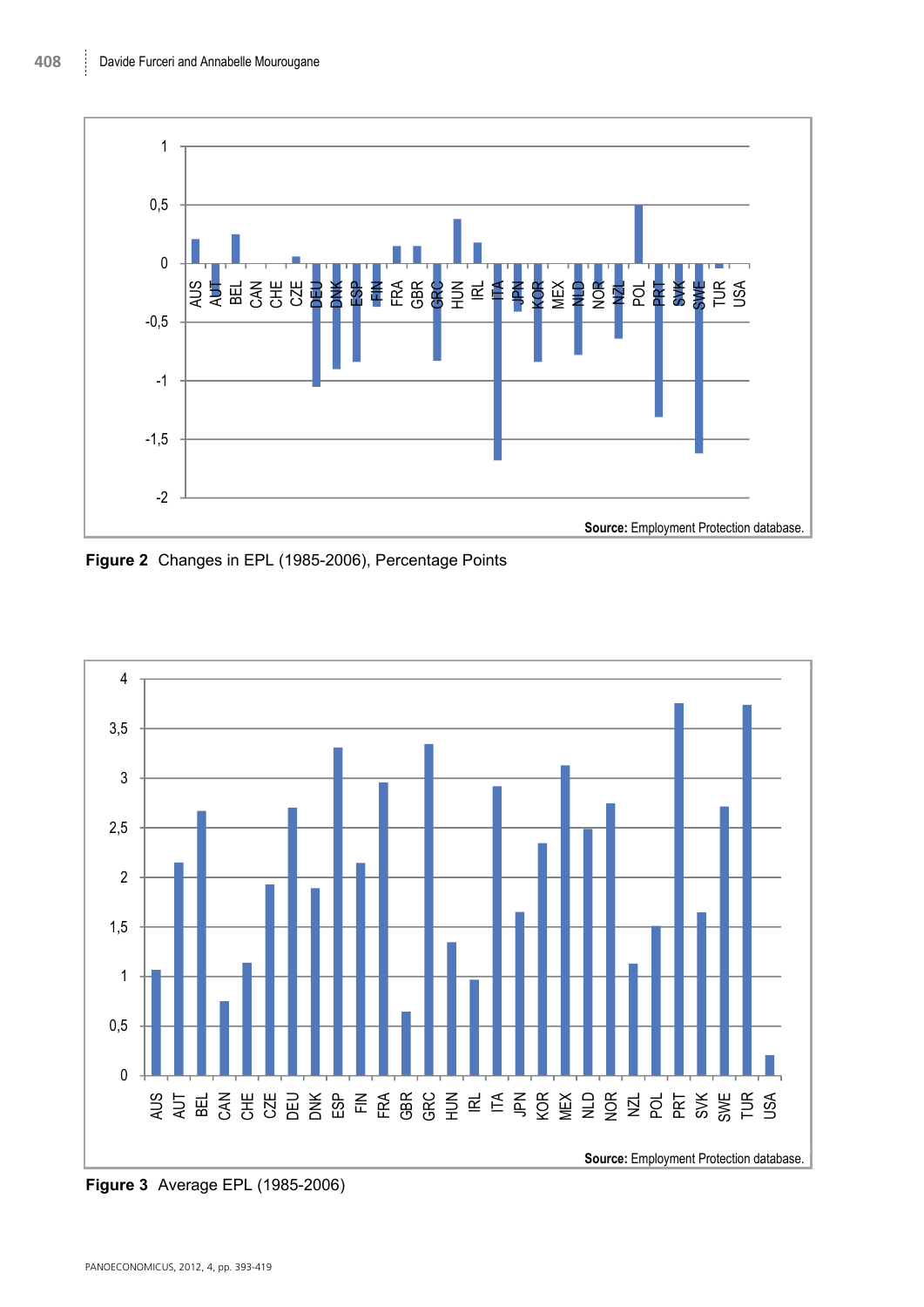1
0,5
0
-0,5
-1
-1,5
-2

AUS AUT BEL CAN CHE CZE DEU DNK ESP FIN FRA GBR GRC HUN IRL ITA JPN KOR MEX NLD NOR NZL POL PRT SVK SWE TUR USA

**Source:** Employment Protection database.

**Figure 2** Changes in EPL (1985-2006), Percentage Points

4
3,5
3
2,5
2
1,5
1
0,5
0

AUS AUT BEL CAN CHE CZE DEU DNK ESP FIN FRA GBR GRC HUN IRL ITA JPN KOR MEX NLD NOR NZL POL PRT SVK SWE TUR USA

**Source:** Employment Protection database.

**Figure 3** Average EPL (1985-2006)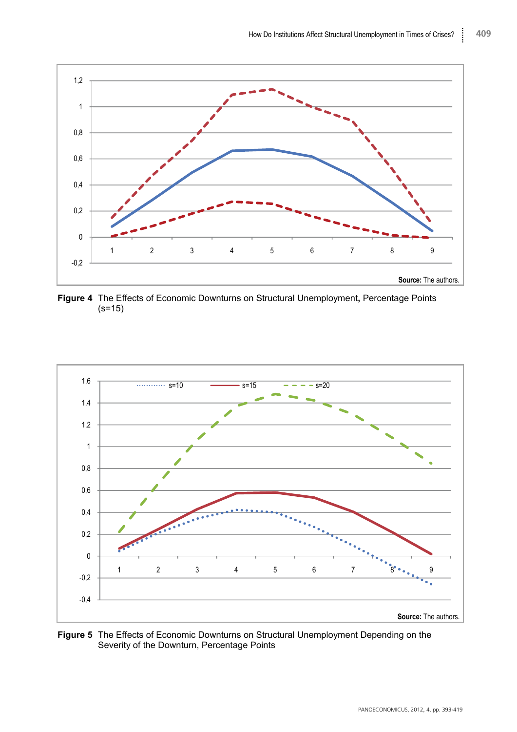1,2
1
0,8
0,6
0,4
0,2
0
-0,2
1 2 3 4 5 6 7 8 9

**Source:** The authors.

**Figure 4** The Effects of Economic Downturns on Structural Unemployment, Percentage Points (s=15)

s=10 s=15 s=20
1,6
1,4
1,2
1
0,8
0,6
0,4
0,2
0
-0,2
-0,4
1 2 3 4 5 6 7 8 9

**Source:** The authors.

**Figure 5** The Effects of Economic Downturns on Structural Unemployment Depending on the Severity of the Downturn, Percentage Points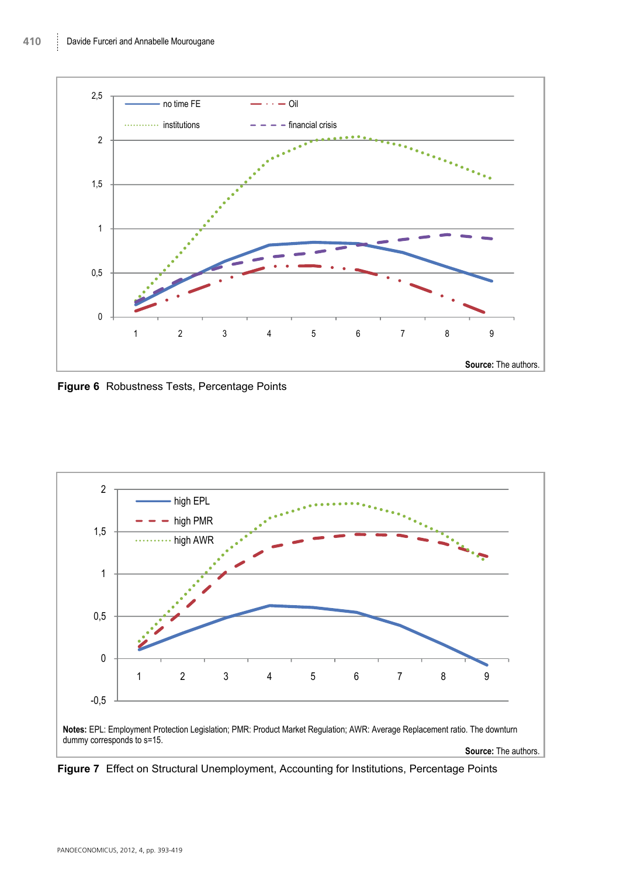Source: The authors.

**Figure 6** Robustness Tests, Percentage Points

**Notes:** EPL: Employment Protection Legislation; PMR: Product Market Regulation; AWR: Average Replacement ratio. The downturn dummy corresponds to s=15.

Source: The authors.

**Figure 7** Effect on Structural Unemployment, Accounting for Institutions, Percentage Points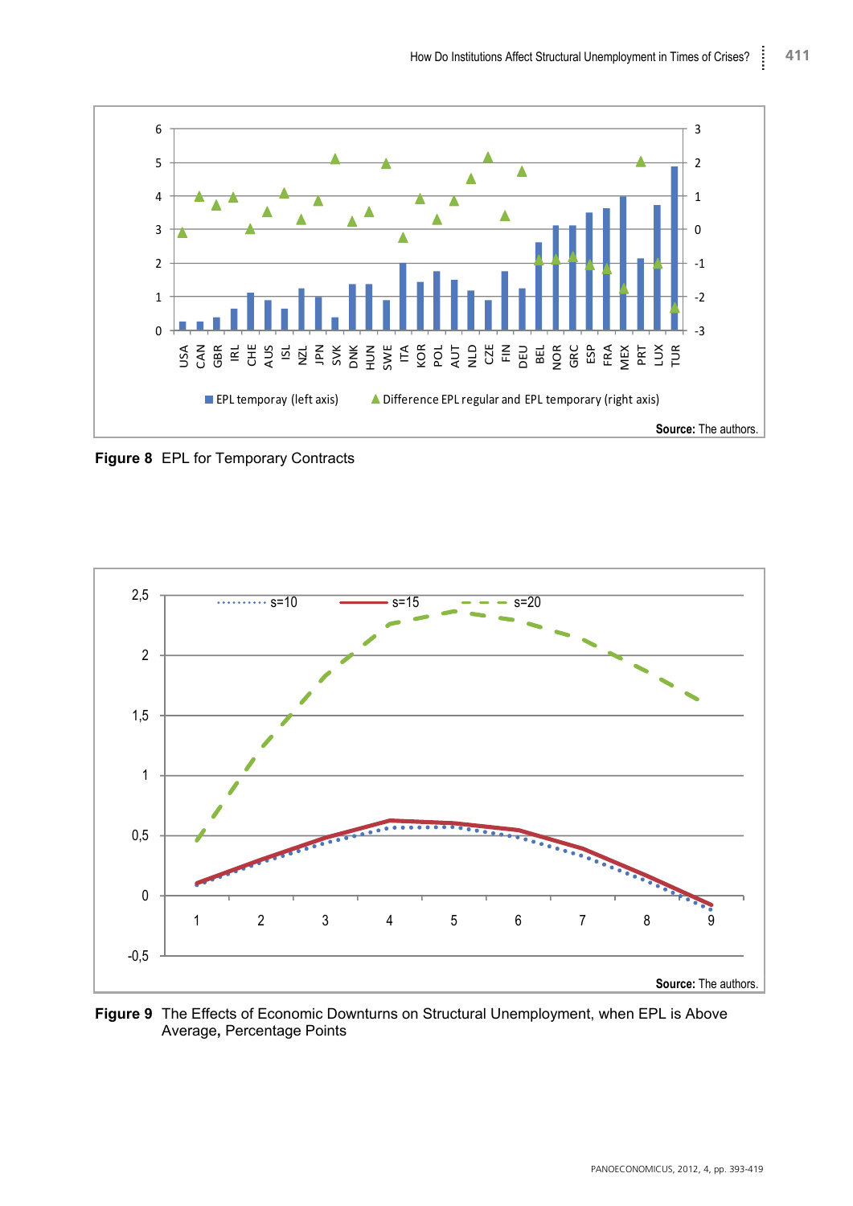Source: The authors.

**Figure 8** EPL for Temporary Contracts

Source: The authors.

**Figure 9** The Effects of Economic Downturns on Structural Unemployment, when EPL is Above Average, Percentage Points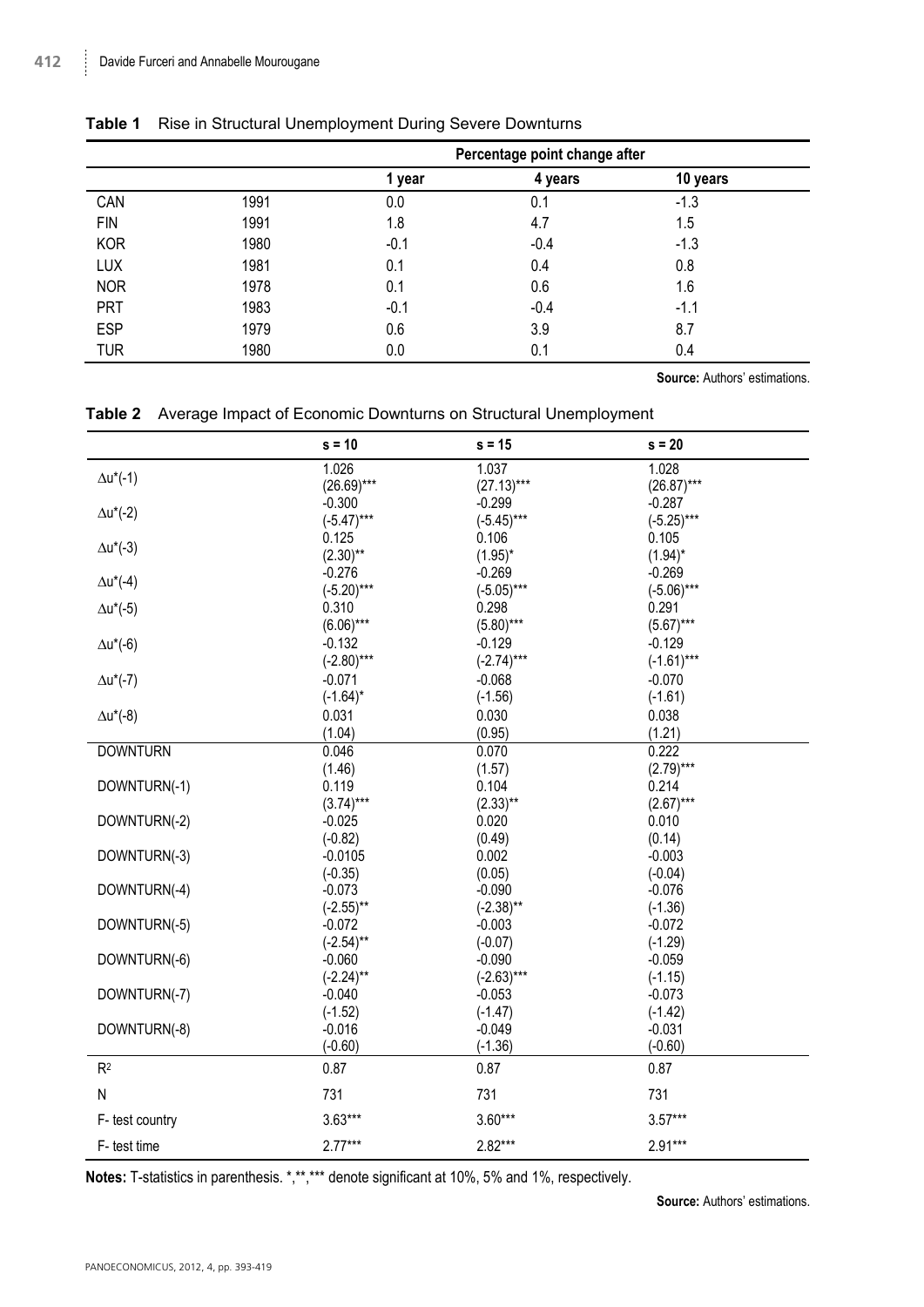**Table 1** Rise in Structural Unemployment During Severe Downturns

| | | Percentage point change after | | |
|---|---|---|---|---|
| | | 1 year | 4 years | 10 years |
| CAN | 1991 | 0.0 | 0.1 | -1.3 |
| FIN | 1991 | 1.8 | 4.7 | 1.5 |
| KOR | 1980 | -0.1 | -0.4 | -1.3 |
| LUX | 1981 | 0.1 | 0.4 | 0.8 |
| NOR | 1978 | 0.1 | 0.6 | 1.6 |
| PRT | 1983 | -0.1 | -0.4 | -1.1 |
| ESP | 1979 | 0.6 | 3.9 | 8.7 |
| TUR | 1980 | 0.0 | 0.1 | 0.4 |

**Source:** Authors' estimations.

**Table 2** Average Impact of Economic Downturns on Structural Unemployment

| | s = 10 | s = 15 | s = 20 |
|---|---|---|---|
| $\Delta u^*(-1)$ | 1.026 (26.69)*** | 1.037 (27.13)*** | 1.028 (26.87)*** |
| $\Delta u^*(-2)$ | -0.300 (-5.47)*** | -0.299 (-5.45)*** | -0.287 (-5.25)*** |
| $\Delta u^*(-3)$ | 0.125 (2.30)** | 0.106 (1.95)* | 0.105 (1.94)* |
| $\Delta u^*(-4)$ | -0.276 (-5.20)*** | -0.269 (-5.05)*** | -0.269 (-5.06)*** |
| $\Delta u^*(-5)$ | 0.310 (6.06)*** | 0.298 (5.80)*** | 0.291 (5.67)*** |
| $\Delta u^*(-6)$ | -0.132 (-2.80)*** | -0.129 (-2.74)*** | -0.129 (-1.61)*** |
| $\Delta u^*(-7)$ | -0.071 (-1.64)* | -0.068 (-1.56) | -0.070 (-1.61) |
| $\Delta u^*(-8)$ | 0.031 (1.04) | 0.030 (0.95) | 0.038 (1.21) |
| DOWNTURN | 0.046 (1.46) | 0.070 (1.57) | 0.222 (2.79)*** |
| DOWNTURN(-1) | 0.119 (3.74)*** | 0.104 (2.33)** | 0.214 (2.67)*** |
| DOWNTURN(-2) | -0.025 (-0.82) | 0.020 (0.49) | 0.010 (0.14) |
| DOWNTURN(-3) | -0.0105 (-0.35) | 0.002 (0.05) | -0.003 (-0.04) |
| DOWNTURN(-4) | -0.073 (-2.55)** | -0.090 (-2.38)** | -0.076 (-1.36) |
| DOWNTURN(-5) | -0.072 (-2.54)** | -0.003 (-0.07) | -0.072 (-1.29) |
| DOWNTURN(-6) | -0.060 (-2.24)** | -0.090 (-2.63)*** | -0.059 (-1.15) |
| DOWNTURN(-7) | -0.040 (-1.52) | -0.053 (-1.47) | -0.073 (-1.42) |
| DOWNTURN(-8) | -0.016 (-0.60) | -0.049 (-1.36) | -0.031 (-0.60) |
| $R^2$ | 0.87 | 0.87 | 0.87 |
| N | 731 | 731 | 731 |
| F- test country | 3.63*** | 3.60*** | 3.57*** |
| F- test time | 2.77*** | 2.82*** | 2.91*** |

**Notes:** T-statistics in parenthesis. *,**,*** denote significant at 10%, 5% and 1%, respectively.

**Source:** Authors' estimations.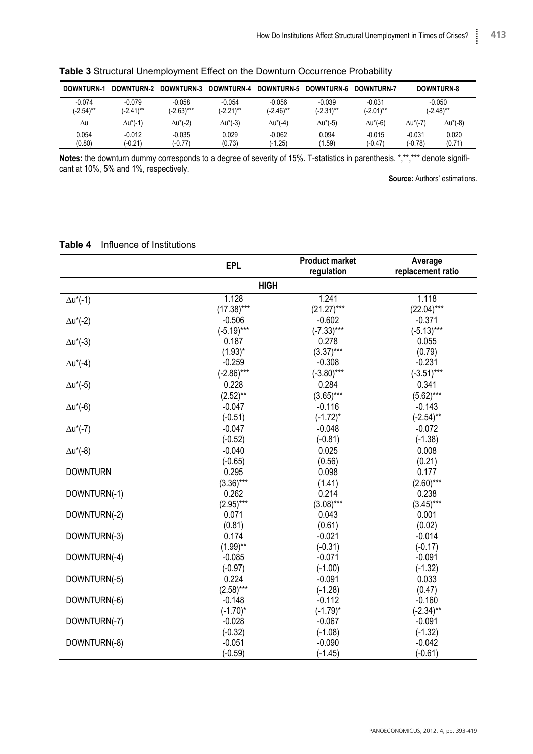**Table 3** Structural Unemployment Effect on the Downturn Occurrence Probability

| DOWNTURN-1 | DOWNTURN-2 | DOWNTURN-3 | DOWNTURN-4 | DOWNTURN-5 | DOWNTURN-6 | DOWNTURN-7 | DOWNTURN-8 | |
|---|---|---|---|---|---|---|---|---|
| -0.074 | -0.079 | -0.058 | -0.054 | -0.056 | -0.039 | -0.031 | -0.050 | |
| (-2.54)** | (-2.41)** | (-2.63)*** | (-2.21)** | (-2.46)** | (-2.31)** | (-2.01)** | (-2.48)** | |
| Δu | Δu*(-1) | Δu*(-2) | Δu*(-3) | Δu*(-4) | Δu*(-5) | Δu*(-6) | Δu*(-7) | Δu*(-8) |
| 0.054 | -0.012 | -0.035 | 0.029 | -0.062 | 0.094 | -0.015 | -0.031 | 0.020 |
| (0.80) | (-0.21) | (-0.77) | (0.73) | (-1.25) | (1.59) | (-0.47) | (-0.78) | (0.71) |

**Notes:** the downturn dummy corresponds to a degree of severity of 15%. T-statistics in parenthesis. *,**,*** denote significant at 10%, 5% and 1%, respectively.

**Source:** Authors' estimations.

**Table 4** Influence of Institutions

| | EPL | Product market regulation | Average replacement ratio |
|---|---|---|---|
| | | **HIGH** | |
| Δu*(-1) | 1.128 | 1.241 | 1.118 |
| | (17.38)*** | (21.27)*** | (22.04)*** |
| Δu*(-2) | -0.506 | -0.602 | -0.371 |
| | (-5.19)*** | (-7.33)*** | (-5.13)*** |
| Δu*(-3) | 0.187 | 0.278 | 0.055 |
| | (1.93)* | (3.37)*** | (0.79) |
| Δu*(-4) | -0.259 | -0.308 | -0.231 |
| | (-2.86)*** | (-3.80)*** | (-3.51)*** |
| Δu*(-5) | 0.228 | 0.284 | 0.341 |
| | (2.52)** | (3.65)*** | (5.62)*** |
| Δu*(-6) | -0.047 | -0.116 | -0.143 |
| | (-0.51) | (-1.72)* | (-2.54)** |
| Δu*(-7) | -0.047 | -0.048 | -0.072 |
| | (-0.52) | (-0.81) | (-1.38) |
| Δu*(-8) | -0.040 | 0.025 | 0.008 |
| | (-0.65) | (0.56) | (0.21) |
| DOWNTURN | 0.295 | 0.098 | 0.177 |
| | (3.36)*** | (1.41) | (2.60)*** |
| DOWNTURN(-1) | 0.262 | 0.214 | 0.238 |
| | (2.95)*** | (3.08)*** | (3.45)*** |
| DOWNTURN(-2) | 0.071 | 0.043 | 0.001 |
| | (0.81) | (0.61) | (0.02) |
| DOWNTURN(-3) | 0.174 | -0.021 | -0.014 |
| | (1.99)** | (-0.31) | (-0.17) |
| DOWNTURN(-4) | -0.085 | -0.071 | -0.091 |
| | (-0.97) | (-1.00) | (-1.32) |
| DOWNTURN(-5) | 0.224 | -0.091 | 0.033 |
| | (2.58)*** | (-1.28) | (0.47) |
| DOWNTURN(-6) | -0.148 | -0.112 | -0.160 |
| | (-1.70)* | (-1.79)* | (-2.34)** |
| DOWNTURN(-7) | -0.028 | -0.067 | -0.091 |
| | (-0.32) | (-1.08) | (-1.32) |
| DOWNTURN(-8) | -0.051 | -0.090 | -0.042 |
| | (-0.59) | (-1.45) | (-0.61) |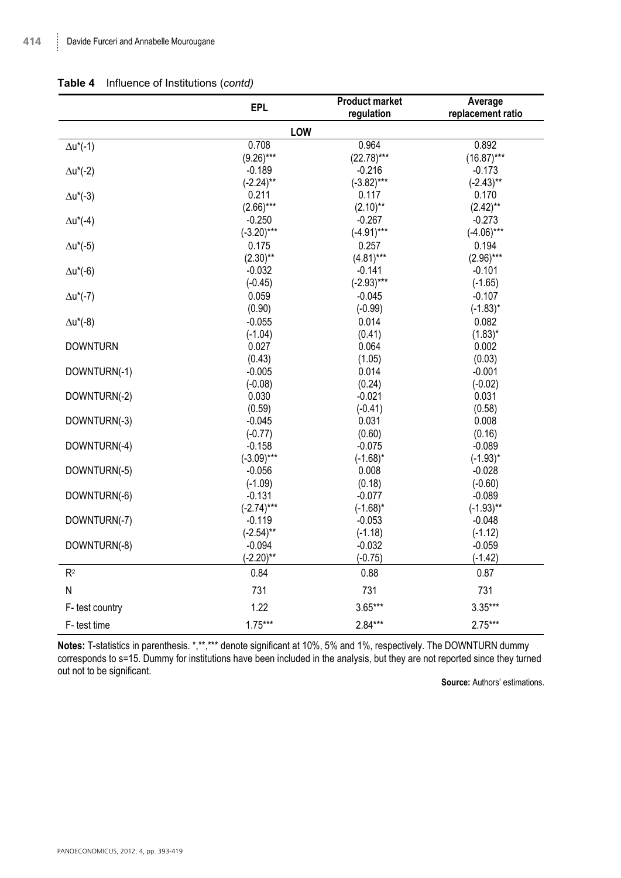**Table 4** Influence of Institutions (*contd*)

| | EPL | Product market regulation | Average replacement ratio |
|---|---|---|---|
| | | LOW | |
| $\Delta u^*(-1)$ | 0.708 | 0.964 | 0.892 |
| | (9.26)*** | (22.78)*** | (16.87)*** |
| $\Delta u^*(-2)$ | -0.189 | -0.216 | -0.173 |
| | (-2.24)** | (-3.82)*** | (-2.43)** |
| $\Delta u^*(-3)$ | 0.211 | 0.117 | 0.170 |
| | (2.66)*** | (2.10)** | (2.42)** |
| $\Delta u^*(-4)$ | -0.250 | -0.267 | -0.273 |
| | (-3.20)*** | (-4.91)*** | (-4.06)*** |
| $\Delta u^*(-5)$ | 0.175 | 0.257 | 0.194 |
| | (2.30)** | (4.81)*** | (2.96)*** |
| $\Delta u^*(-6)$ | -0.032 | -0.141 | -0.101 |
| | (-0.45) | (-2.93)*** | (-1.65) |
| $\Delta u^*(-7)$ | 0.059 | -0.045 | -0.107 |
| | (0.90) | (-0.99) | (-1.83)* |
| $\Delta u^*(-8)$ | -0.055 | 0.014 | 0.082 |
| | (-1.04) | (0.41) | (1.83)* |
| DOWNTURN | 0.027 | 0.064 | 0.002 |
| | (0.43) | (1.05) | (0.03) |
| DOWNTURN(-1) | -0.005 | 0.014 | -0.001 |
| | (-0.08) | (0.24) | (-0.02) |
| DOWNTURN(-2) | 0.030 | -0.021 | 0.031 |
| | (0.59) | (-0.41) | (0.58) |
| DOWNTURN(-3) | -0.045 | 0.031 | 0.008 |
| | (-0.77) | (0.60) | (0.16) |
| DOWNTURN(-4) | -0.158 | -0.075 | -0.089 |
| | (-3.09)*** | (-1.68)* | (-1.93)* |
| DOWNTURN(-5) | -0.056 | 0.008 | -0.028 |
| | (-1.09) | (0.18) | (-0.60) |
| DOWNTURN(-6) | -0.131 | -0.077 | -0.089 |
| | (-2.74)*** | (-1.68)* | (-1.93)** |
| DOWNTURN(-7) | -0.119 | -0.053 | -0.048 |
| | (-2.54)** | (-1.18) | (-1.12) |
| DOWNTURN(-8) | -0.094 | -0.032 | -0.059 |
| | (-2.20)** | (-0.75) | (-1.42) |
| $R^2$ | 0.84 | 0.88 | 0.87 |
| N | 731 | 731 | 731 |
| F- test country | 1.22 | 3.65*** | 3.35*** |
| F- test time | 1.75*** | 2.84*** | 2.75*** |

**Notes:** T-statistics in parenthesis. *,**,*** denote significant at 10%, 5% and 1%, respectively. The DOWNTURN dummy corresponds to s=15. Dummy for institutions have been included in the analysis, but they are not reported since they turned out not to be significant.

**Source:** Authors' estimations.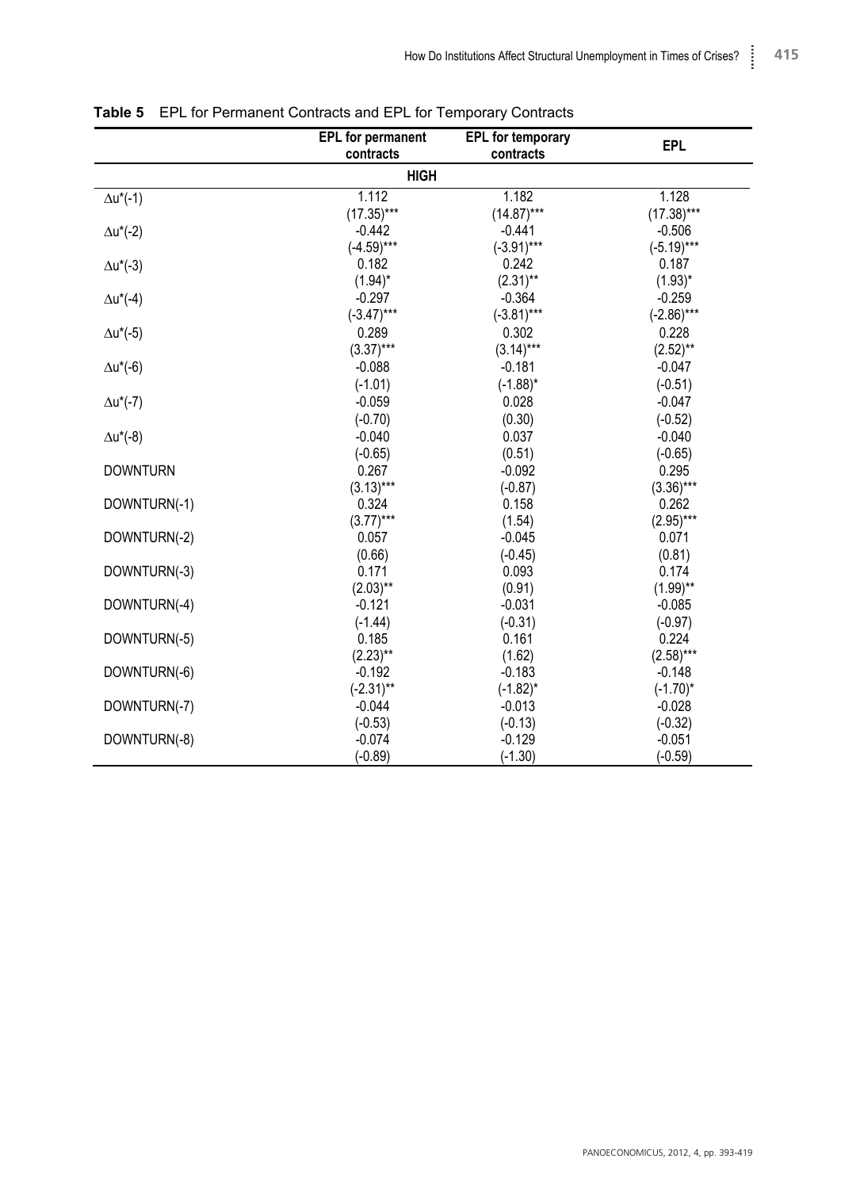**Table 5** EPL for Permanent Contracts and EPL for Temporary Contracts

| | EPL for permanent contracts | EPL for temporary contracts | EPL |
|---|---|---|---|
| | HIGH | | |
| $\Delta u^*(-1)$ | 1.112 | 1.182 | 1.128 |
| | (17.35)*** | (14.87)*** | (17.38)*** |
| $\Delta u^*(-2)$ | -0.442 | -0.441 | -0.506 |
| | (-4.59)*** | (-3.91)*** | (-5.19)*** |
| $\Delta u^*(-3)$ | 0.182 | 0.242 | 0.187 |
| | (1.94)* | (2.31)** | (1.93)* |
| $\Delta u^*(-4)$ | -0.297 | -0.364 | -0.259 |
| | (-3.47)*** | (-3.81)*** | (-2.86)*** |
| $\Delta u^*(-5)$ | 0.289 | 0.302 | 0.228 |
| | (3.37)*** | (3.14)*** | (2.52)** |
| $\Delta u^*(-6)$ | -0.088 | -0.181 | -0.047 |
| | (-1.01) | (-1.88)* | (-0.51) |
| $\Delta u^*(-7)$ | -0.059 | 0.028 | -0.047 |
| | (-0.70) | (0.30) | (-0.52) |
| $\Delta u^*(-8)$ | -0.040 | 0.037 | -0.040 |
| | (-0.65) | (0.51) | (-0.65) |
| DOWNTURN | 0.267 | -0.092 | 0.295 |
| | (3.13)*** | (-0.87) | (3.36)*** |
| DOWNTURN(-1) | 0.324 | 0.158 | 0.262 |
| | (3.77)*** | (1.54) | (2.95)*** |
| DOWNTURN(-2) | 0.057 | -0.045 | 0.071 |
| | (0.66) | (-0.45) | (0.81) |
| DOWNTURN(-3) | 0.171 | 0.093 | 0.174 |
| | (2.03)** | (0.91) | (1.99)** |
| DOWNTURN(-4) | -0.121 | -0.031 | -0.085 |
| | (-1.44) | (-0.31) | (-0.97) |
| DOWNTURN(-5) | 0.185 | 0.161 | 0.224 |
| | (2.23)** | (1.62) | (2.58)*** |
| DOWNTURN(-6) | -0.192 | -0.183 | -0.148 |
| | (-2.31)** | (-1.82)* | (-1.70)* |
| DOWNTURN(-7) | -0.044 | -0.013 | -0.028 |
| | (-0.53) | (-0.13) | (-0.32) |
| DOWNTURN(-8) | -0.074 | -0.129 | -0.051 |
| | (-0.89) | (-1.30) | (-0.59) |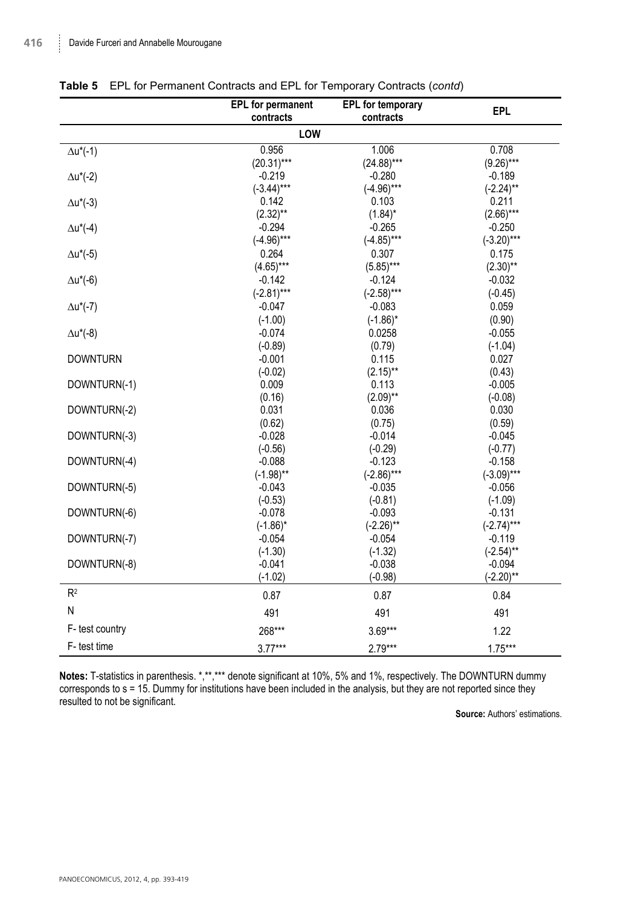**Table 5** EPL for Permanent Contracts and EPL for Temporary Contracts (*contd*)

| | EPL for permanent contracts | EPL for temporary contracts | EPL |
|---|---|---|---|
| | **LOW** | | |
| $\Delta u^*(-1)$ | 0.956 | 1.006 | 0.708 |
| | (20.31)*** | (24.88)*** | (9.26)*** |
| $\Delta u^*(-2)$ | -0.219 | -0.280 | -0.189 |
| | (-3.44)*** | (-4.96)*** | (-2.24)** |
| $\Delta u^*(-3)$ | 0.142 | 0.103 | 0.211 |
| | (2.32)** | (1.84)* | (2.66)*** |
| $\Delta u^*(-4)$ | -0.294 | -0.265 | -0.250 |
| | (-4.96)*** | (-4.85)*** | (-3.20)*** |
| $\Delta u^*(-5)$ | 0.264 | 0.307 | 0.175 |
| | (4.65)*** | (5.85)*** | (2.30)** |
| $\Delta u^*(-6)$ | -0.142 | -0.124 | -0.032 |
| | (-2.81)*** | (-2.58)*** | (-0.45) |
| $\Delta u^*(-7)$ | -0.047 | -0.083 | 0.059 |
| | (-1.00) | (-1.86)* | (0.90) |
| $\Delta u^*(-8)$ | -0.074 | 0.0258 | -0.055 |
| | (-0.89) | (0.79) | (-1.04) |
| DOWNTURN | -0.001 | 0.115 | 0.027 |
| | (-0.02) | (2.15)** | (0.43) |
| DOWNTURN(-1) | 0.009 | 0.113 | -0.005 |
| | (0.16) | (2.09)** | (-0.08) |
| DOWNTURN(-2) | 0.031 | 0.036 | 0.030 |
| | (0.62) | (0.75) | (0.59) |
| DOWNTURN(-3) | -0.028 | -0.014 | -0.045 |
| | (-0.56) | (-0.29) | (-0.77) |
| DOWNTURN(-4) | -0.088 | -0.123 | -0.158 |
| | (-1.98)** | (-2.86)*** | (-3.09)*** |
| DOWNTURN(-5) | -0.043 | -0.035 | -0.056 |
| | (-0.53) | (-0.81) | (-1.09) |
| DOWNTURN(-6) | -0.078 | -0.093 | -0.131 |
| | (-1.86)* | (-2.26)** | (-2.74)*** |
| DOWNTURN(-7) | -0.054 | -0.054 | -0.119 |
| | (-1.30) | (-1.32) | (-2.54)** |
| DOWNTURN(-8) | -0.041 | -0.038 | -0.094 |
| | (-1.02) | (-0.98) | (-2.20)** |
| $R^2$ | 0.87 | 0.87 | 0.84 |
| N | 491 | 491 | 491 |
| F- test country | 268*** | 3.69*** | 1.22 |
| F- test time | 3.77*** | 2.79*** | 1.75*** |

**Notes:** T-statistics in parenthesis. *,**,*** denote significant at 10%, 5% and 1%, respectively. The DOWNTURN dummy corresponds to s = 15. Dummy for institutions have been included in the analysis, but they are not reported since they resulted to not be significant.

**Source:** Authors' estimations.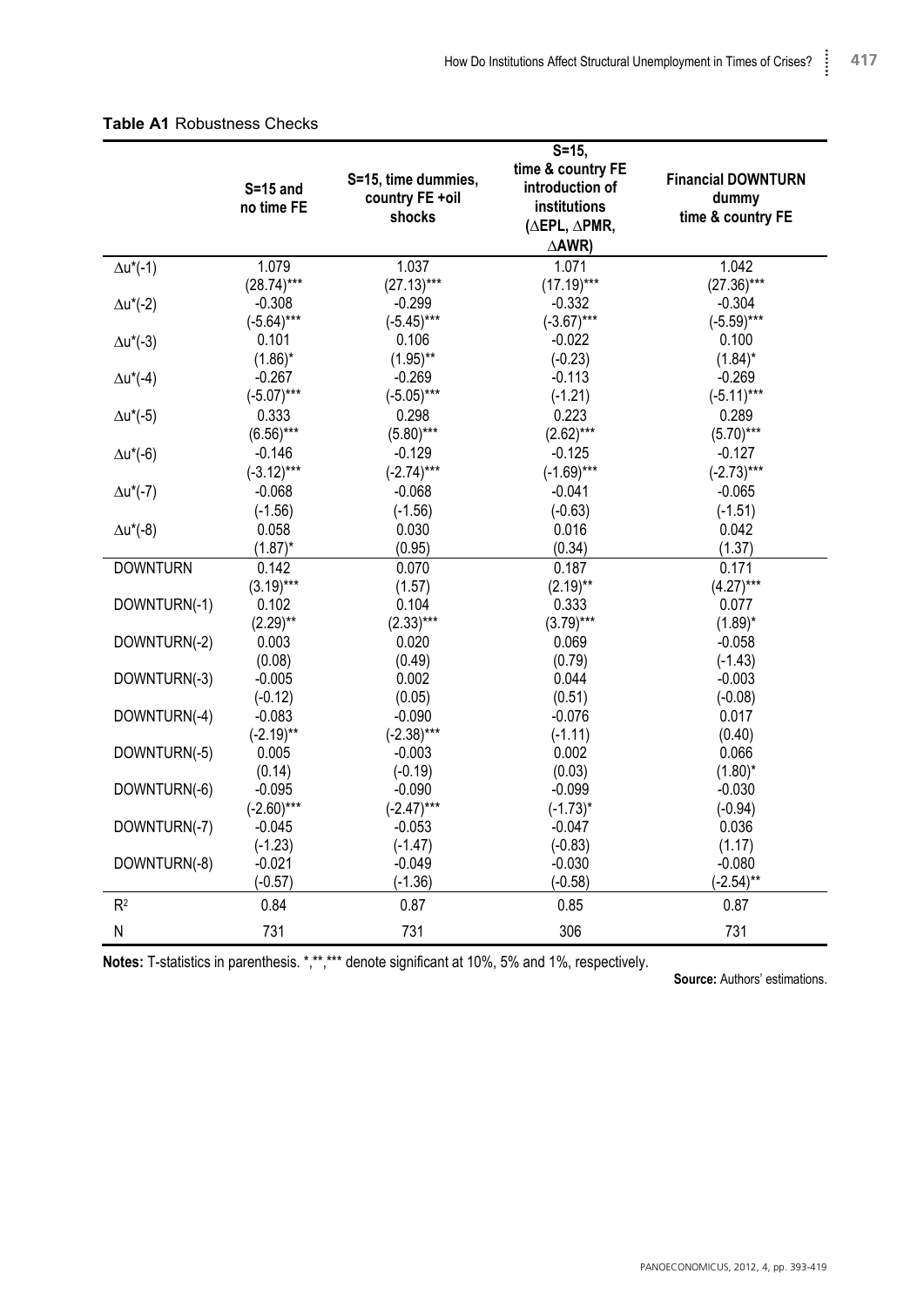**Table A1** Robustness Checks

| | S=15 and no time FE | S=15, time dummies, country FE +oil shocks | S=15, time & country FE introduction of institutions (ΔEPL, ΔPMR, ΔAWR) | Financial DOWNTURN dummy time & country FE |
|---|---|---|---|---|
| Δu*(-1) | 1.079 | 1.037 | 1.071 | 1.042 |
| | (28.74)*** | (27.13)*** | (17.19)*** | (27.36)*** |
| Δu*(-2) | -0.308 | -0.299 | -0.332 | -0.304 |
| | (-5.64)*** | (-5.45)*** | (-3.67)*** | (-5.59)*** |
| Δu*(-3) | 0.101 | 0.106 | -0.022 | 0.100 |
| | (1.86)* | (1.95)** | (-0.23) | (1.84)* |
| Δu*(-4) | -0.267 | -0.269 | -0.113 | -0.269 |
| | (-5.07)*** | (-5.05)*** | (-1.21) | (-5.11)*** |
| Δu*(-5) | 0.333 | 0.298 | 0.223 | 0.289 |
| | (6.56)*** | (5.80)*** | (2.62)*** | (5.70)*** |
| Δu*(-6) | -0.146 | -0.129 | -0.125 | -0.127 |
| | (-3.12)*** | (-2.74)*** | (-1.69)*** | (-2.73)*** |
| Δu*(-7) | -0.068 | -0.068 | -0.041 | -0.065 |
| | (-1.56) | (-1.56) | (-0.63) | (-1.51) |
| Δu*(-8) | 0.058 | 0.030 | 0.016 | 0.042 |
| | (1.87)* | (0.95) | (0.34) | (1.37) |
| DOWNTURN | 0.142 | 0.070 | 0.187 | 0.171 |
| | (3.19)*** | (1.57) | (2.19)** | (4.27)*** |
| DOWNTURN(-1) | 0.102 | 0.104 | 0.333 | 0.077 |
| | (2.29)** | (2.33)*** | (3.79)*** | (1.89)* |
| DOWNTURN(-2) | 0.003 | 0.020 | 0.069 | -0.058 |
| | (0.08) | (0.49) | (0.79) | (-1.43) |
| DOWNTURN(-3) | -0.005 | 0.002 | 0.044 | -0.003 |
| | (-0.12) | (0.05) | (0.51) | (-0.08) |
| DOWNTURN(-4) | -0.083 | -0.090 | -0.076 | 0.017 |
| | (-2.19)** | (-2.38)*** | (-1.11) | (0.40) |
| DOWNTURN(-5) | 0.005 | -0.003 | 0.002 | 0.066 |
| | (0.14) | (-0.19) | (0.03) | (1.80)* |
| DOWNTURN(-6) | -0.095 | -0.090 | -0.099 | -0.030 |
| | (-2.60)*** | (-2.47)*** | (-1.73)* | (-0.94) |
| DOWNTURN(-7) | -0.045 | -0.053 | -0.047 | 0.036 |
| | (-1.23) | (-1.47) | (-0.83) | (1.17) |
| DOWNTURN(-8) | -0.021 | -0.049 | -0.030 | -0.080 |
| | (-0.57) | (-1.36) | (-0.58) | (-2.54)** |
| $R^2$ | 0.84 | 0.87 | 0.85 | 0.87 |
| N | 731 | 731 | 306 | 731 |

**Notes:** T-statistics in parenthesis. *,**,*** denote significant at 10%, 5% and 1%, respectively.

**Source:** Authors' estimations.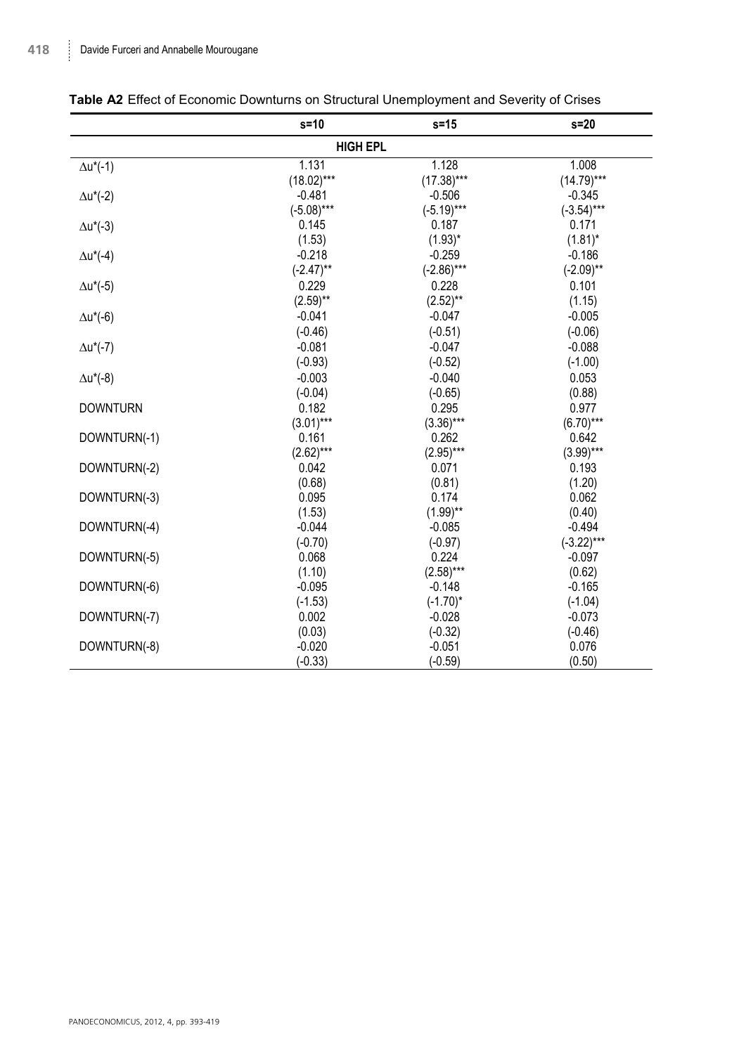**Table A2** Effect of Economic Downturns on Structural Unemployment and Severity of Crises

| | s=10 | s=15 | s=20 |
|---|---|---|---|
| | **HIGH EPL** | | |
| $\Delta u^*(-1)$ | 1.131 | 1.128 | 1.008 |
| | (18.02)*** | (17.38)*** | (14.79)*** |
| $\Delta u^*(-2)$ | -0.481 | -0.506 | -0.345 |
| | (-5.08)*** | (-5.19)*** | (-3.54)*** |
| $\Delta u^*(-3)$ | 0.145 | 0.187 | 0.171 |
| | (1.53) | (1.93)* | (1.81)* |
| $\Delta u^*(-4)$ | -0.218 | -0.259 | -0.186 |
| | (-2.47)** | (-2.86)*** | (-2.09)** |
| $\Delta u^*(-5)$ | 0.229 | 0.228 | 0.101 |
| | (2.59)** | (2.52)** | (1.15) |
| $\Delta u^*(-6)$ | -0.041 | -0.047 | -0.005 |
| | (-0.46) | (-0.51) | (-0.06) |
| $\Delta u^*(-7)$ | -0.081 | -0.047 | -0.088 |
| | (-0.93) | (-0.52) | (-1.00) |
| $\Delta u^*(-8)$ | -0.003 | -0.040 | 0.053 |
| | (-0.04) | (-0.65) | (0.88) |
| DOWNTURN | 0.182 | 0.295 | 0.977 |
| | (3.01)*** | (3.36)*** | (6.70)*** |
| DOWNTURN(-1) | 0.161 | 0.262 | 0.642 |
| | (2.62)*** | (2.95)*** | (3.99)*** |
| DOWNTURN(-2) | 0.042 | 0.071 | 0.193 |
| | (0.68) | (0.81) | (1.20) |
| DOWNTURN(-3) | 0.095 | 0.174 | 0.062 |
| | (1.53) | (1.99)** | (0.40) |
| DOWNTURN(-4) | -0.044 | -0.085 | -0.494 |
| | (-0.70) | (-0.97) | (-3.22)*** |
| DOWNTURN(-5) | 0.068 | 0.224 | -0.097 |
| | (1.10) | (2.58)*** | (0.62) |
| DOWNTURN(-6) | -0.095 | -0.148 | -0.165 |
| | (-1.53) | (-1.70)* | (-1.04) |
| DOWNTURN(-7) | 0.002 | -0.028 | -0.073 |
| | (0.03) | (-0.32) | (-0.46) |
| DOWNTURN(-8) | -0.020 | -0.051 | 0.076 |
| | (-0.33) | (-0.59) | (0.50) |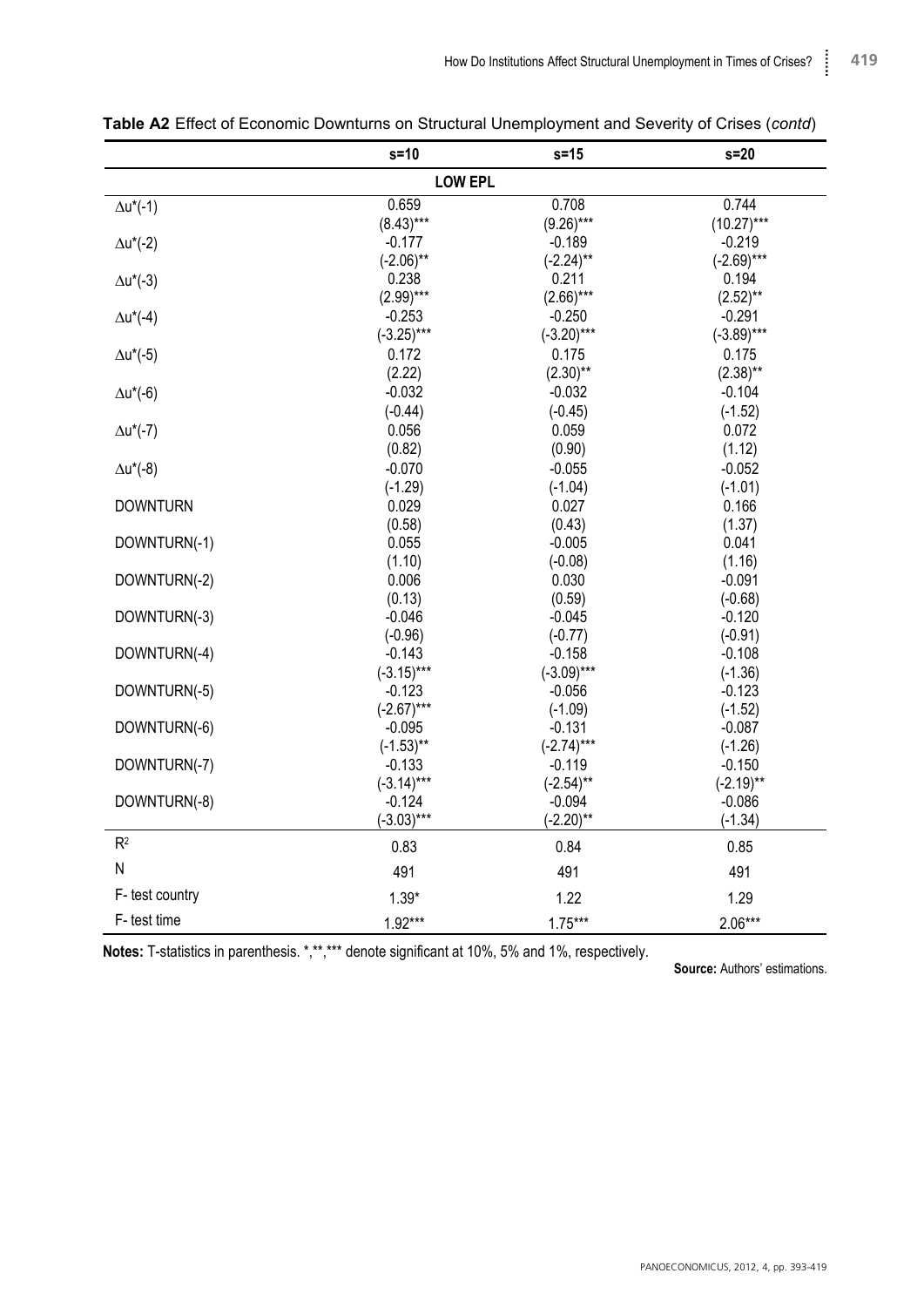**Table A2** Effect of Economic Downturns on Structural Unemployment and Severity of Crises (*contd*)

| | s=10 | s=15 | s=20 |
|---|---|---|---|
| | **LOW EPL** | | |
| $\Delta u^*(-1)$ | 0.659 | 0.708 | 0.744 |
| | (8.43)*** | (9.26)*** | (10.27)*** |
| $\Delta u^*(-2)$ | -0.177 | -0.189 | -0.219 |
| | (-2.06)** | (-2.24)** | (-2.69)*** |
| $\Delta u^*(-3)$ | 0.238 | 0.211 | 0.194 |
| | (2.99)*** | (2.66)*** | (2.52)** |
| $\Delta u^*(-4)$ | -0.253 | -0.250 | -0.291 |
| | (-3.25)*** | (-3.20)*** | (-3.89)*** |
| $\Delta u^*(-5)$ | 0.172 | 0.175 | 0.175 |
| | (2.22) | (2.30)** | (2.38)** |
| $\Delta u^*(-6)$ | -0.032 | -0.032 | -0.104 |
| | (-0.44) | (-0.45) | (-1.52) |
| $\Delta u^*(-7)$ | 0.056 | 0.059 | 0.072 |
| | (0.82) | (0.90) | (1.12) |
| $\Delta u^*(-8)$ | -0.070 | -0.055 | -0.052 |
| | (-1.29) | (-1.04) | (-1.01) |
| DOWNTURN | 0.029 | 0.027 | 0.166 |
| | (0.58) | (0.43) | (1.37) |
| DOWNTURN(-1) | 0.055 | -0.005 | 0.041 |
| | (1.10) | (-0.08) | (1.16) |
| DOWNTURN(-2) | 0.006 | 0.030 | -0.091 |
| | (0.13) | (0.59) | (-0.68) |
| DOWNTURN(-3) | -0.046 | -0.045 | -0.120 |
| | (-0.96) | (-0.77) | (-0.91) |
| DOWNTURN(-4) | -0.143 | -0.158 | -0.108 |
| | (-3.15)*** | (-3.09)*** | (-1.36) |
| DOWNTURN(-5) | -0.123 | -0.056 | -0.123 |
| | (-2.67)*** | (-1.09) | (-1.52) |
| DOWNTURN(-6) | -0.095 | -0.131 | -0.087 |
| | (-1.53)** | (-2.74)*** | (-1.26) |
| DOWNTURN(-7) | -0.133 | -0.119 | -0.150 |
| | (-3.14)*** | (-2.54)** | (-2.19)** |
| DOWNTURN(-8) | -0.124 | -0.094 | -0.086 |
| | (-3.03)*** | (-2.20)** | (-1.34) |
| $R^2$ | 0.83 | 0.84 | 0.85 |
| N | 491 | 491 | 491 |
| F- test country | 1.39* | 1.22 | 1.29 |
| F- test time | 1.92*** | 1.75*** | 2.06*** |

**Notes:** T-statistics in parenthesis. *,**,*** denote significant at 10%, 5% and 1%, respectively.

**Source:** Authors' estimations.